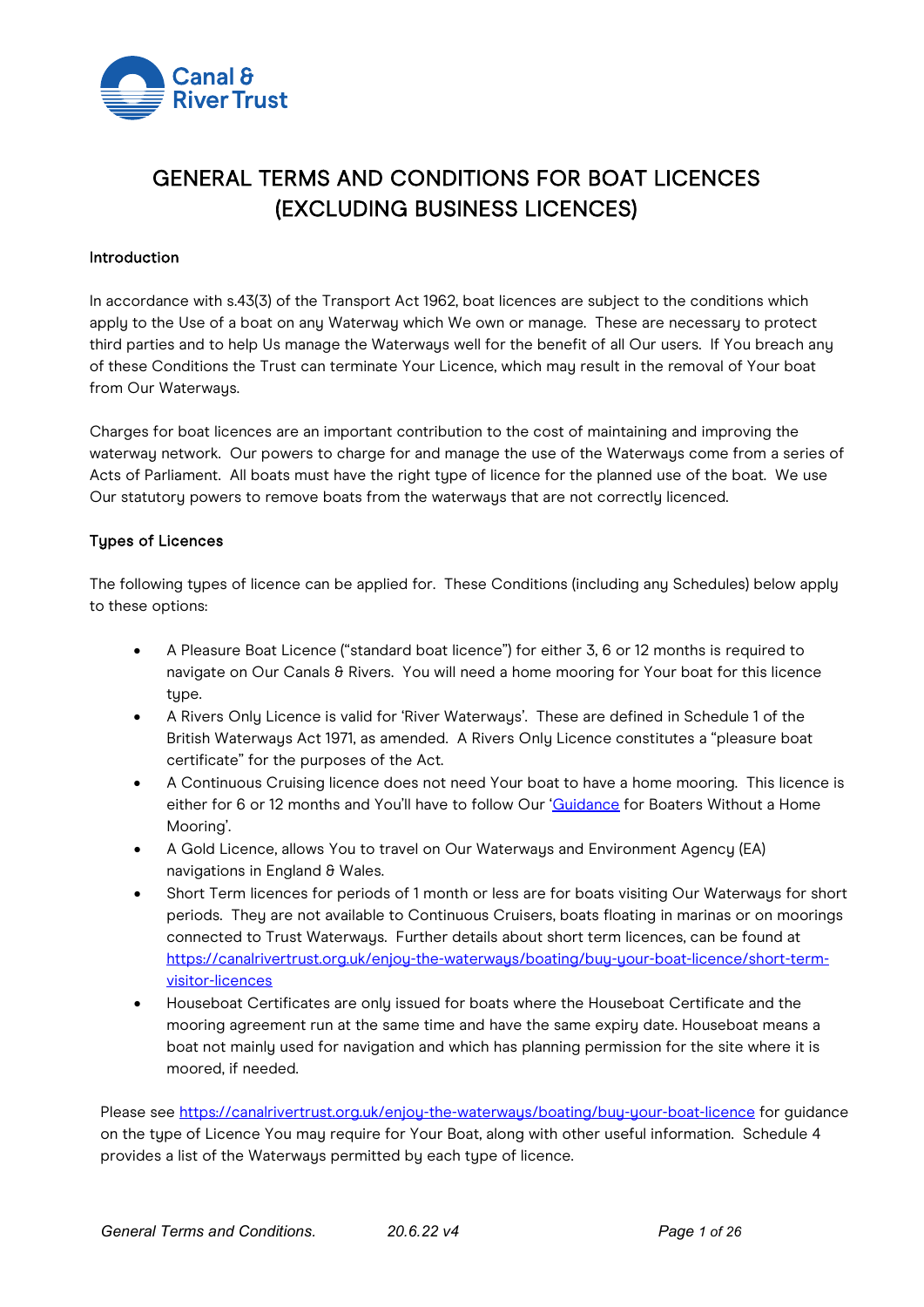# GENERAL TERMS AND CONDITIONS FOR BOAT LICENCES (EXCLUDING BUSINESS LICENCES)

## Introduction

In accordance with s.43(3) of the Transport Act 1962, boat licences are subject to the conditions which apply to the Use of a boat on any Waterway which We own or manage. These are necessary to protect third parties and to help Us manage the Waterways well for the benefit of all Our users. If You breach any of these Conditions the Trust can terminate Your Licence, which may result in the removal of Your boat from Our Waterways.

Charges for boat licences are an important contribution to the cost of maintaining and improving the waterway network. Our powers to charge for and manage the use of the Waterways come from a series of Acts of Parliament. All boats must have the right type of licence for the planned use of the boat. We use Our statutory powers to remove boats from the waterways that are not correctly licenced.

## Types of Licences

The following types of licence can be applied for. These Conditions (including any Schedules) below apply to these options:

- A Pleasure Boat Licence ("standard boat licence") for either 3, 6 or 12 months is required to navigate on Our Canals & Rivers. You will need a home mooring for Your boat for this licence type.
- A Rivers Only Licence is valid for 'River Waterways'. These are defined in Schedule 1 of the British Waterways Act 1971, as amended. A Rivers Only Licence constitutes a "pleasure boat certificate" for the purposes of the Act.
- A Continuous Cruising licence does not need Your boat to have a home mooring. This licence is either for 6 or 12 months and You'll have to follow Our 'Guidance for Boaters Without a Home Mooring'.
- A Gold Licence, allows You to travel on Our Waterways and Environment Agency (EA) navigations in England & Wales.
- Short Term licences for periods of 1 month or less are for boats visiting Our Waterways for short periods. They are not available to Continuous Cruisers, boats floating in marinas or on moorings connected to Trust Waterways. Further details about short term licences, can be found at https://canalrivertrust.org.uk/enjoy-the-waterways/boating/buy-your-boat-licence/short-term-visitor-licences
- Houseboat Certificates are only issued for boats where the Houseboat Certificate and the mooring agreement run at the same time and have the same expiry date. Houseboat means a boat not mainly used for navigation and which has planning permission for the site where it is moored, if needed.

Please see https://canalrivertrust.org.uk/enjoy-the-waterways/boating/buy-your-boat-licence for guidance on the type of Licence You may require for Your Boat, along with other useful information. Schedule 4 provides a list of the Waterways permitted by each type of licence.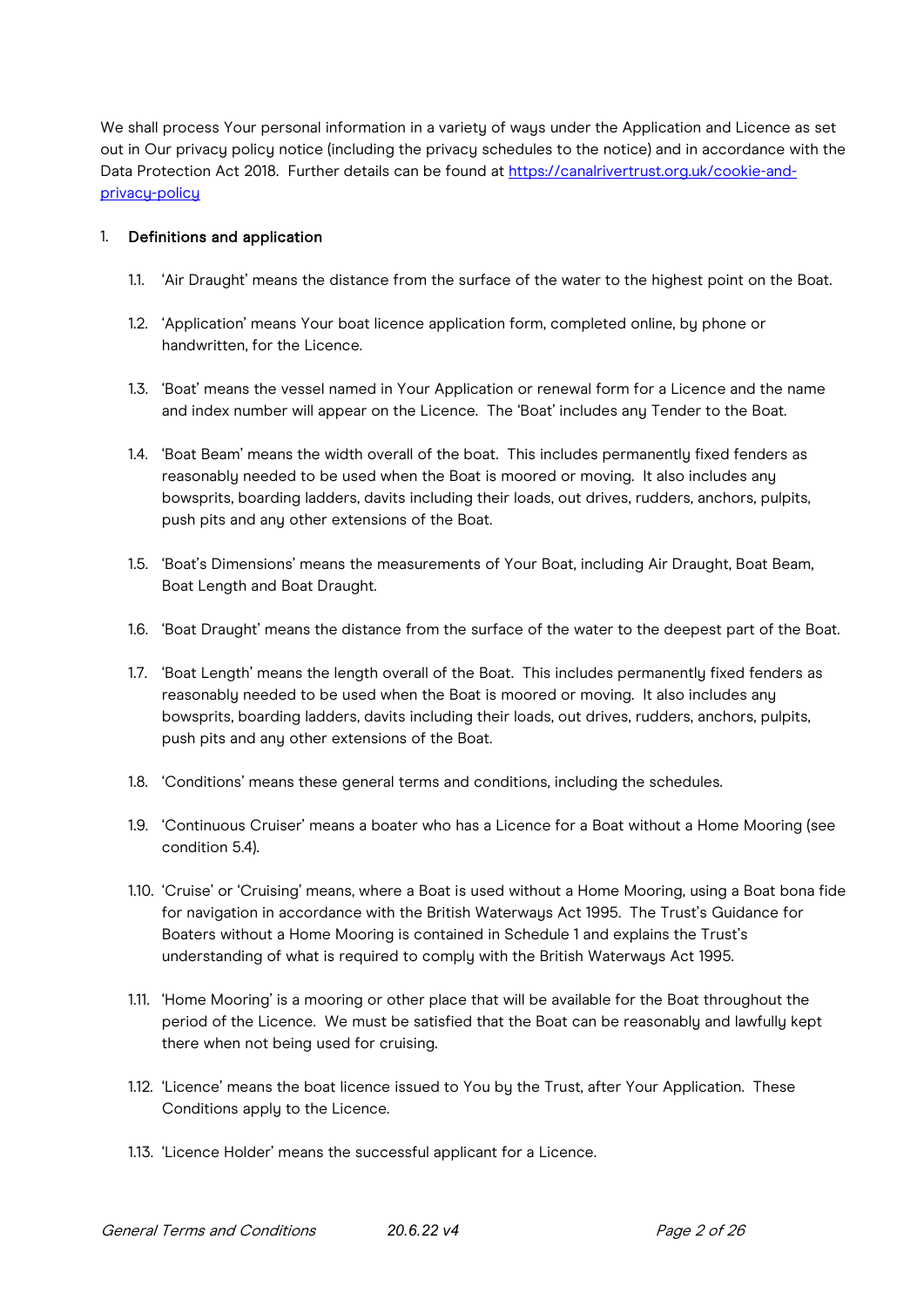We shall process Your personal information in a variety of ways under the Application and Licence as set out in Our privacy policy notice (including the privacy schedules to the notice) and in accordance with the Data Protection Act 2018. Further details can be found at [https://canalrivertrust.org.uk/cookie-and-privacy-policy](https://canalrivertrust.org.uk/cookie-and-privacy-policy)

1. **Definitions and application**

   1.1. 'Air Draught' means the distance from the surface of the water to the highest point on the Boat.

   1.2. 'Application' means Your boat licence application form, completed online, by phone or handwritten, for the Licence.

   1.3. 'Boat' means the vessel named in Your Application or renewal form for a Licence and the name and index number will appear on the Licence. The 'Boat' includes any Tender to the Boat.

   1.4. 'Boat Beam' means the width overall of the boat. This includes permanently fixed fenders as reasonably needed to be used when the Boat is moored or moving. It also includes any bowsprits, boarding ladders, davits including their loads, out drives, rudders, anchors, pulpits, push pits and any other extensions of the Boat.

   1.5. 'Boat's Dimensions' means the measurements of Your Boat, including Air Draught, Boat Beam, Boat Length and Boat Draught.

   1.6. 'Boat Draught' means the distance from the surface of the water to the deepest part of the Boat.

   1.7. 'Boat Length' means the length overall of the Boat. This includes permanently fixed fenders as reasonably needed to be used when the Boat is moored or moving. It also includes any bowsprits, boarding ladders, davits including their loads, out drives, rudders, anchors, pulpits, push pits and any other extensions of the Boat.

   1.8. 'Conditions' means these general terms and conditions, including the schedules.

   1.9. 'Continuous Cruiser' means a boater who has a Licence for a Boat without a Home Mooring (see condition 5.4).

   1.10. 'Cruise' or 'Cruising' means, where a Boat is used without a Home Mooring, using a Boat bona fide for navigation in accordance with the British Waterways Act 1995. The Trust's Guidance for Boaters without a Home Mooring is contained in Schedule 1 and explains the Trust's understanding of what is required to comply with the British Waterways Act 1995.

   1.11. 'Home Mooring' is a mooring or other place that will be available for the Boat throughout the period of the Licence. We must be satisfied that the Boat can be reasonably and lawfully kept there when not being used for cruising.

   1.12. 'Licence' means the boat licence issued to You by the Trust, after Your Application. These Conditions apply to the Licence.

   1.13. 'Licence Holder' means the successful applicant for a Licence.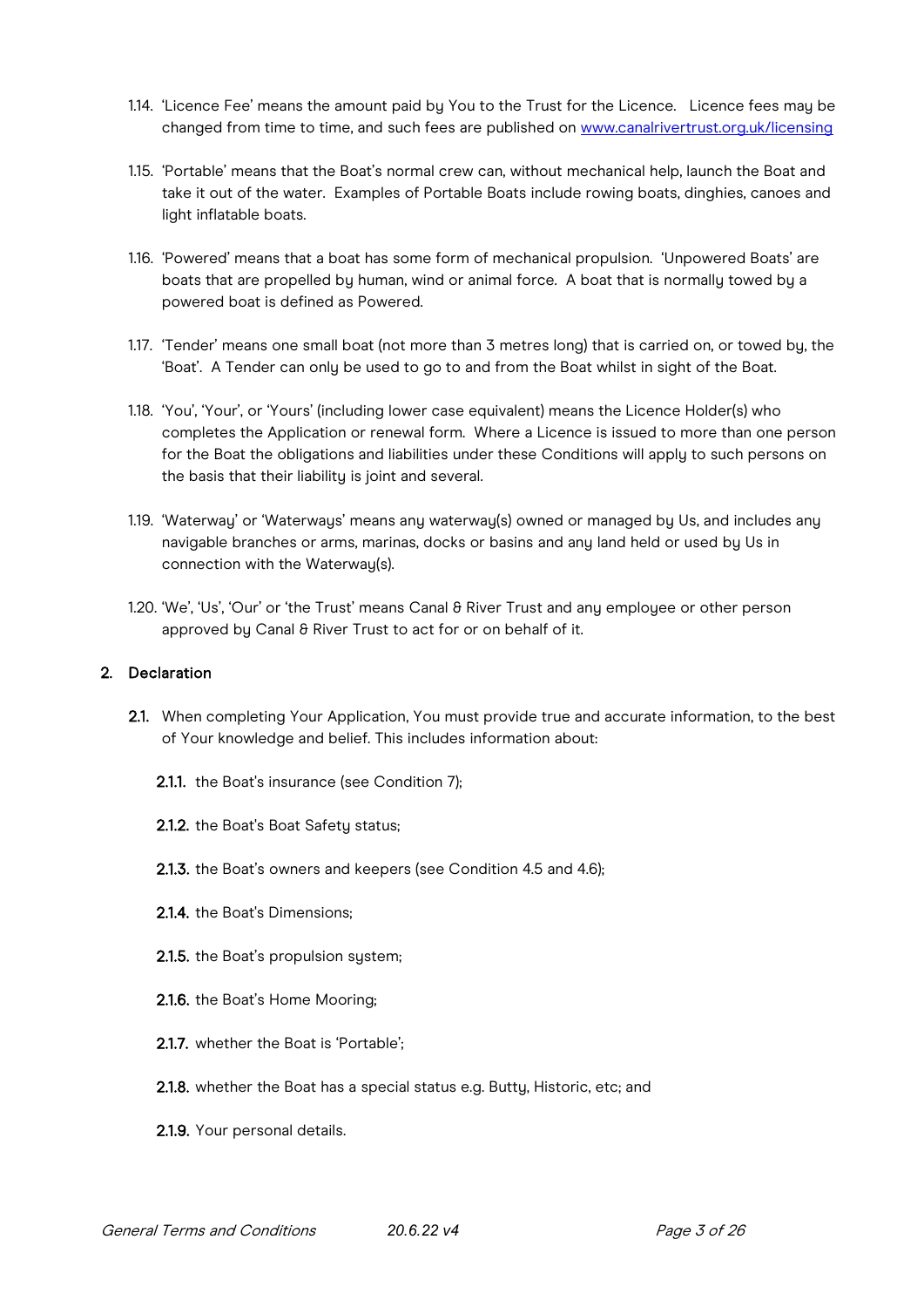1.14. 'Licence Fee' means the amount paid by You to the Trust for the Licence. Licence fees may be changed from time to time, and such fees are published on [www.canalrivertrust.org.uk/licensing](http://www.canalrivertrust.org.uk/licensing)

1.15. 'Portable' means that the Boat's normal crew can, without mechanical help, launch the Boat and take it out of the water. Examples of Portable Boats include rowing boats, dinghies, canoes and light inflatable boats.

1.16. 'Powered' means that a boat has some form of mechanical propulsion. 'Unpowered Boats' are boats that are propelled by human, wind or animal force. A boat that is normally towed by a powered boat is defined as Powered.

1.17. 'Tender' means one small boat (not more than 3 metres long) that is carried on, or towed by, the 'Boat'. A Tender can only be used to go to and from the Boat whilst in sight of the Boat.

1.18. 'You', 'Your', or 'Yours' (including lower case equivalent) means the Licence Holder(s) who completes the Application or renewal form. Where a Licence is issued to more than one person for the Boat the obligations and liabilities under these Conditions will apply to such persons on the basis that their liability is joint and several.

1.19. 'Waterway' or 'Waterways' means any waterway(s) owned or managed by Us, and includes any navigable branches or arms, marinas, docks or basins and any land held or used by Us in connection with the Waterway(s).

1.20. 'We', 'Us', 'Our' or 'the Trust' means Canal & River Trust and any employee or other person approved by Canal & River Trust to act for or on behalf of it.

## 2. Declaration

**2.1.** When completing Your Application, You must provide true and accurate information, to the best of Your knowledge and belief. This includes information about:

**2.1.1.** the Boat's insurance (see Condition 7);

**2.1.2.** the Boat's Boat Safety status;

**2.1.3.** the Boat's owners and keepers (see Condition 4.5 and 4.6);

**2.1.4.** the Boat's Dimensions;

**2.1.5.** the Boat's propulsion system;

**2.1.6.** the Boat's Home Mooring;

**2.1.7.** whether the Boat is 'Portable';

**2.1.8.** whether the Boat has a special status e.g. Butty, Historic, etc; and

**2.1.9.** Your personal details.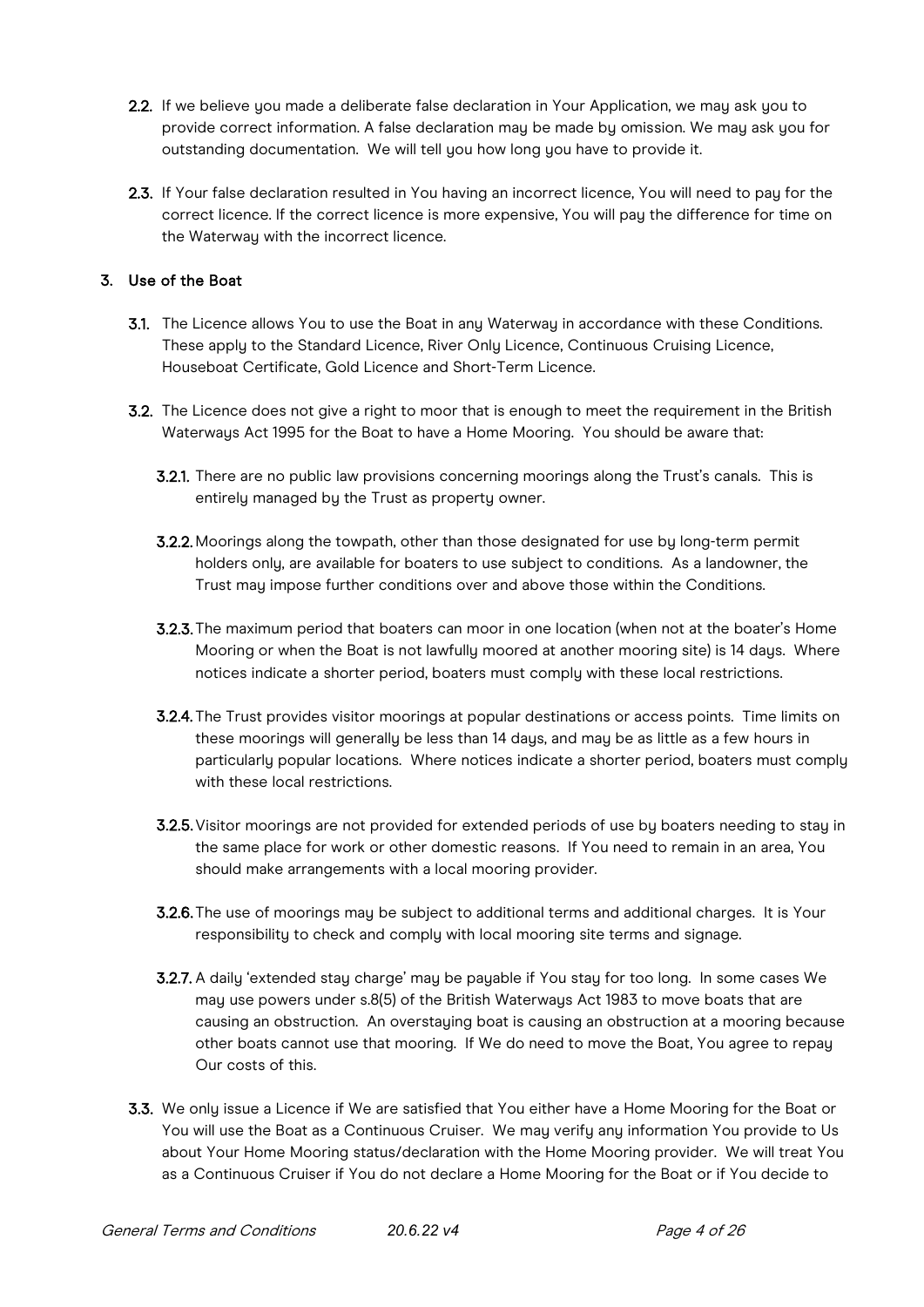**2.2.** If we believe you made a deliberate false declaration in Your Application, we may ask you to provide correct information. A false declaration may be made by omission. We may ask you for outstanding documentation. We will tell you how long you have to provide it.

**2.3.** If Your false declaration resulted in You having an incorrect licence, You will need to pay for the correct licence. If the correct licence is more expensive, You will pay the difference for time on the Waterway with the incorrect licence.

## 3. Use of the Boat

**3.1.** The Licence allows You to use the Boat in any Waterway in accordance with these Conditions. These apply to the Standard Licence, River Only Licence, Continuous Cruising Licence, Houseboat Certificate, Gold Licence and Short-Term Licence.

**3.2.** The Licence does not give a right to moor that is enough to meet the requirement in the British Waterways Act 1995 for the Boat to have a Home Mooring. You should be aware that:

**3.2.1.** There are no public law provisions concerning moorings along the Trust's canals. This is entirely managed by the Trust as property owner.

**3.2.2.** Moorings along the towpath, other than those designated for use by long-term permit holders only, are available for boaters to use subject to conditions. As a landowner, the Trust may impose further conditions over and above those within the Conditions.

**3.2.3.** The maximum period that boaters can moor in one location (when not at the boater's Home Mooring or when the Boat is not lawfully moored at another mooring site) is 14 days. Where notices indicate a shorter period, boaters must comply with these local restrictions.

**3.2.4.** The Trust provides visitor moorings at popular destinations or access points. Time limits on these moorings will generally be less than 14 days, and may be as little as a few hours in particularly popular locations. Where notices indicate a shorter period, boaters must comply with these local restrictions.

**3.2.5.** Visitor moorings are not provided for extended periods of use by boaters needing to stay in the same place for work or other domestic reasons. If You need to remain in an area, You should make arrangements with a local mooring provider.

**3.2.6.** The use of moorings may be subject to additional terms and additional charges. It is Your responsibility to check and comply with local mooring site terms and signage.

**3.2.7.** A daily 'extended stay charge' may be payable if You stay for too long. In some cases We may use powers under s.8(5) of the British Waterways Act 1983 to move boats that are causing an obstruction. An overstaying boat is causing an obstruction at a mooring because other boats cannot use that mooring. If We do need to move the Boat, You agree to repay Our costs of this.

**3.3.** We only issue a Licence if We are satisfied that You either have a Home Mooring for the Boat or You will use the Boat as a Continuous Cruiser. We may verify any information You provide to Us about Your Home Mooring status/declaration with the Home Mooring provider. We will treat You as a Continuous Cruiser if You do not declare a Home Mooring for the Boat or if You decide to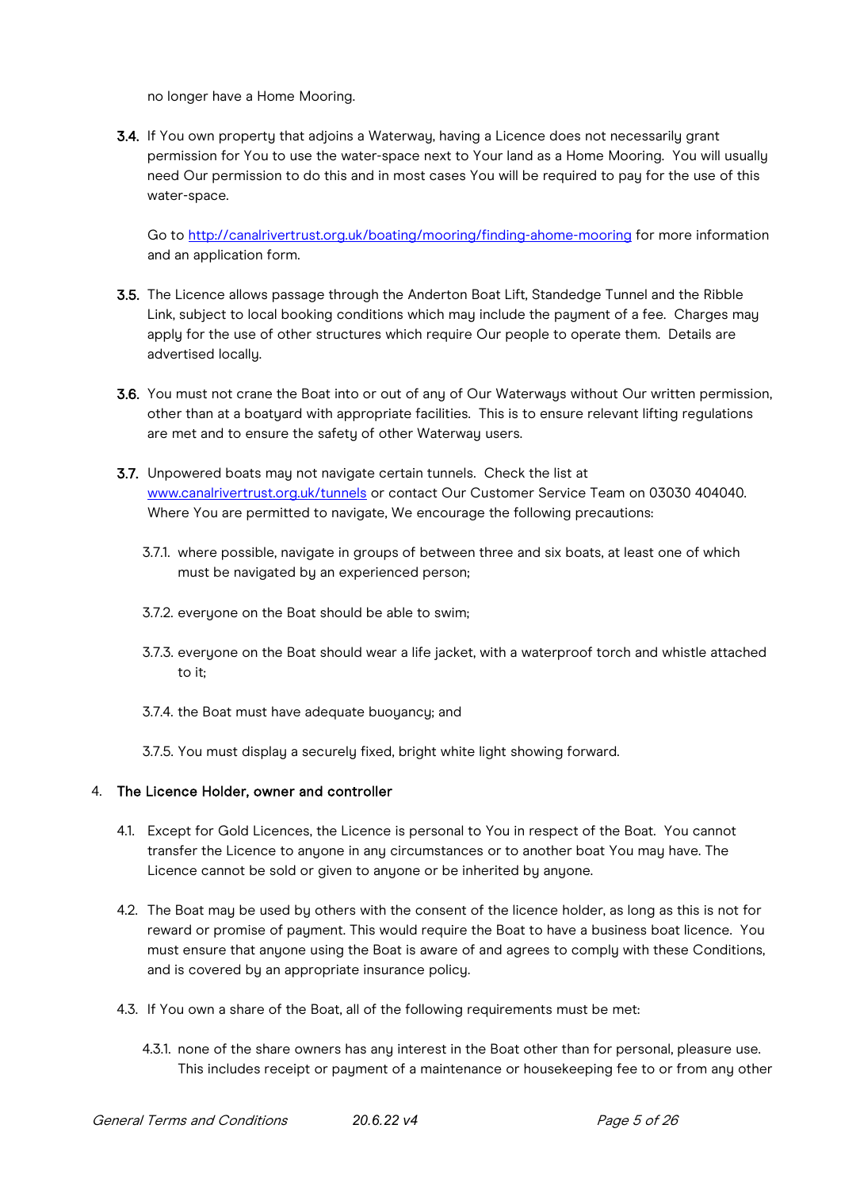no longer have a Home Mooring.

**3.4.** If You own property that adjoins a Waterway, having a Licence does not necessarily grant permission for You to use the water-space next to Your land as a Home Mooring. You will usually need Our permission to do this and in most cases You will be required to pay for the use of this water-space.

Go to [http://canalrivertrust.org.uk/boating/mooring/finding-ahome-mooring](http://canalrivertrust.org.uk/boating/mooring/finding-ahome-mooring) for more information and an application form.

**3.5.** The Licence allows passage through the Anderton Boat Lift, Standedge Tunnel and the Ribble Link, subject to local booking conditions which may include the payment of a fee. Charges may apply for the use of other structures which require Our people to operate them. Details are advertised locally.

**3.6.** You must not crane the Boat into or out of any of Our Waterways without Our written permission, other than at a boatyard with appropriate facilities. This is to ensure relevant lifting regulations are met and to ensure the safety of other Waterway users.

**3.7.** Unpowered boats may not navigate certain tunnels. Check the list at [www.canalrivertrust.org.uk/tunnels](www.canalrivertrust.org.uk/tunnels) or contact Our Customer Service Team on 03030 404040. Where You are permitted to navigate, We encourage the following precautions:

3.7.1. where possible, navigate in groups of between three and six boats, at least one of which must be navigated by an experienced person;

3.7.2. everyone on the Boat should be able to swim;

3.7.3. everyone on the Boat should wear a life jacket, with a waterproof torch and whistle attached to it;

3.7.4. the Boat must have adequate buoyancy; and

3.7.5. You must display a securely fixed, bright white light showing forward.

## 4. The Licence Holder, owner and controller

4.1. Except for Gold Licences, the Licence is personal to You in respect of the Boat. You cannot transfer the Licence to anyone in any circumstances or to another boat You may have. The Licence cannot be sold or given to anyone or be inherited by anyone.

4.2. The Boat may be used by others with the consent of the licence holder, as long as this is not for reward or promise of payment. This would require the Boat to have a business boat licence. You must ensure that anyone using the Boat is aware of and agrees to comply with these Conditions, and is covered by an appropriate insurance policy.

4.3. If You own a share of the Boat, all of the following requirements must be met:

4.3.1. none of the share owners has any interest in the Boat other than for personal, pleasure use. This includes receipt or payment of a maintenance or housekeeping fee to or from any other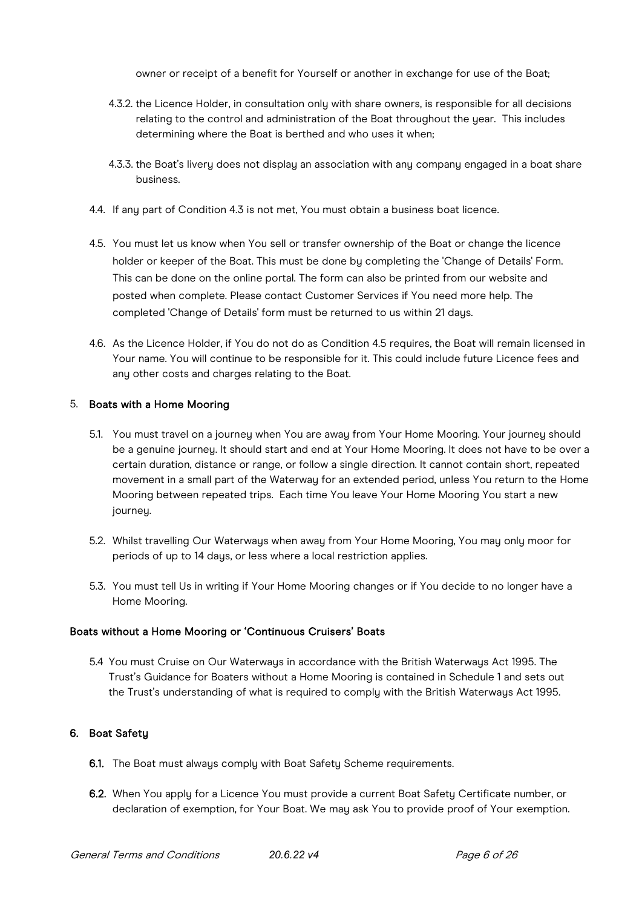owner or receipt of a benefit for Yourself or another in exchange for use of the Boat;

4.3.2. the Licence Holder, in consultation only with share owners, is responsible for all decisions relating to the control and administration of the Boat throughout the year. This includes determining where the Boat is berthed and who uses it when;

4.3.3. the Boat's livery does not display an association with any company engaged in a boat share business.

4.4. If any part of Condition 4.3 is not met, You must obtain a business boat licence.

4.5. You must let us know when You sell or transfer ownership of the Boat or change the licence holder or keeper of the Boat. This must be done by completing the 'Change of Details' Form. This can be done on the online portal. The form can also be printed from our website and posted when complete. Please contact Customer Services if You need more help. The completed 'Change of Details' form must be returned to us within 21 days.

4.6. As the Licence Holder, if You do not do as Condition 4.5 requires, the Boat will remain licensed in Your name. You will continue to be responsible for it. This could include future Licence fees and any other costs and charges relating to the Boat.

## 5. Boats with a Home Mooring

5.1. You must travel on a journey when You are away from Your Home Mooring. Your journey should be a genuine journey. It should start and end at Your Home Mooring. It does not have to be over a certain duration, distance or range, or follow a single direction. It cannot contain short, repeated movement in a small part of the Waterway for an extended period, unless You return to the Home Mooring between repeated trips. Each time You leave Your Home Mooring You start a new journey.

5.2. Whilst travelling Our Waterways when away from Your Home Mooring, You may only moor for periods of up to 14 days, or less where a local restriction applies.

5.3. You must tell Us in writing if Your Home Mooring changes or if You decide to no longer have a Home Mooring.

### Boats without a Home Mooring or 'Continuous Cruisers' Boats

5.4 You must Cruise on Our Waterways in accordance with the British Waterways Act 1995. The Trust's Guidance for Boaters without a Home Mooring is contained in Schedule 1 and sets out the Trust's understanding of what is required to comply with the British Waterways Act 1995.

## 6. Boat Safety

**6.1.** The Boat must always comply with Boat Safety Scheme requirements.

**6.2.** When You apply for a Licence You must provide a current Boat Safety Certificate number, or declaration of exemption, for Your Boat. We may ask You to provide proof of Your exemption.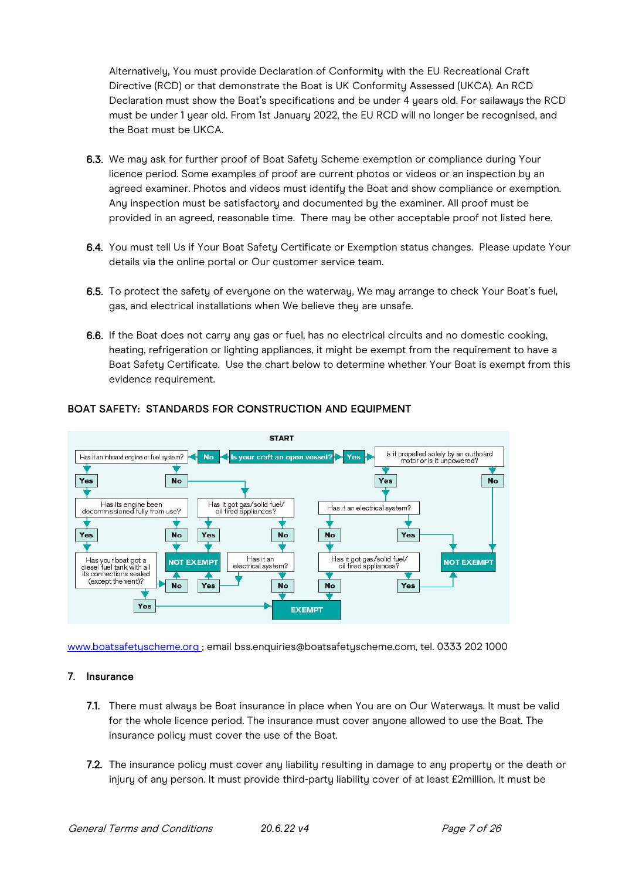Alternatively, You must provide Declaration of Conformity with the EU Recreational Craft Directive (RCD) or that demonstrate the Boat is UK Conformity Assessed (UKCA). An RCD Declaration must show the Boat's specifications and be under 4 years old. For sailaways the RCD must be under 1 year old. From 1st January 2022, the EU RCD will no longer be recognised, and the Boat must be UKCA.

**6.3.** We may ask for further proof of Boat Safety Scheme exemption or compliance during Your licence period. Some examples of proof are current photos or videos or an inspection by an agreed examiner. Photos and videos must identify the Boat and show compliance or exemption. Any inspection must be satisfactory and documented by the examiner. All proof must be provided in an agreed, reasonable time. There may be other acceptable proof not listed here.

**6.4.** You must tell Us if Your Boat Safety Certificate or Exemption status changes. Please update Your details via the online portal or Our customer service team.

**6.5.** To protect the safety of everyone on the waterway, We may arrange to check Your Boat's fuel, gas, and electrical installations when We believe they are unsafe.

**6.6.** If the Boat does not carry any gas or fuel, has no electrical circuits and no domestic cooking, heating, refrigeration or lighting appliances, it might be exempt from the requirement to have a Boat Safety Certificate. Use the chart below to determine whether Your Boat is exempt from this evidence requirement.

BOAT SAFETY: STANDARDS FOR CONSTRUCTION AND EQUIPMENT

START

- Is your craft an open vessel?
  - No → Has it an inboard engine or fuel system?
    - Yes → Has its engine been decommissioned fully from use?
      - Yes → Has your boat got a diesel fuel tank with all its connections sealed (except the vent)?
        - Yes → EXEMPT
        - No → NOT EXEMPT
      - No → NOT EXEMPT
    - No → Has it got gas/solid fuel/oil fired appliances?
      - Yes → NOT EXEMPT
      - No → Has it an electrical system?
        - Yes → NOT EXEMPT
        - No → EXEMPT
  - Yes → Is it propelled solely by an outboard motor or is it unpowered?
    - Yes → Has it an electrical system?
      - Yes → NOT EXEMPT
      - No → Has it got gas/solid fuel/oil fired appliances?
        - Yes → NOT EXEMPT
        - No → EXEMPT
    - No → NOT EXEMPT

www.boatsafetyscheme.org ; email bss.enquiries@boatsafetyscheme.com, tel. 0333 202 1000

## 7. Insurance

**7.1.** There must always be Boat insurance in place when You are on Our Waterways. It must be valid for the whole licence period. The insurance must cover anyone allowed to use the Boat. The insurance policy must cover the use of the Boat.

**7.2.** The insurance policy must cover any liability resulting in damage to any property or the death or injury of any person. It must provide third-party liability cover of at least £2million. It must be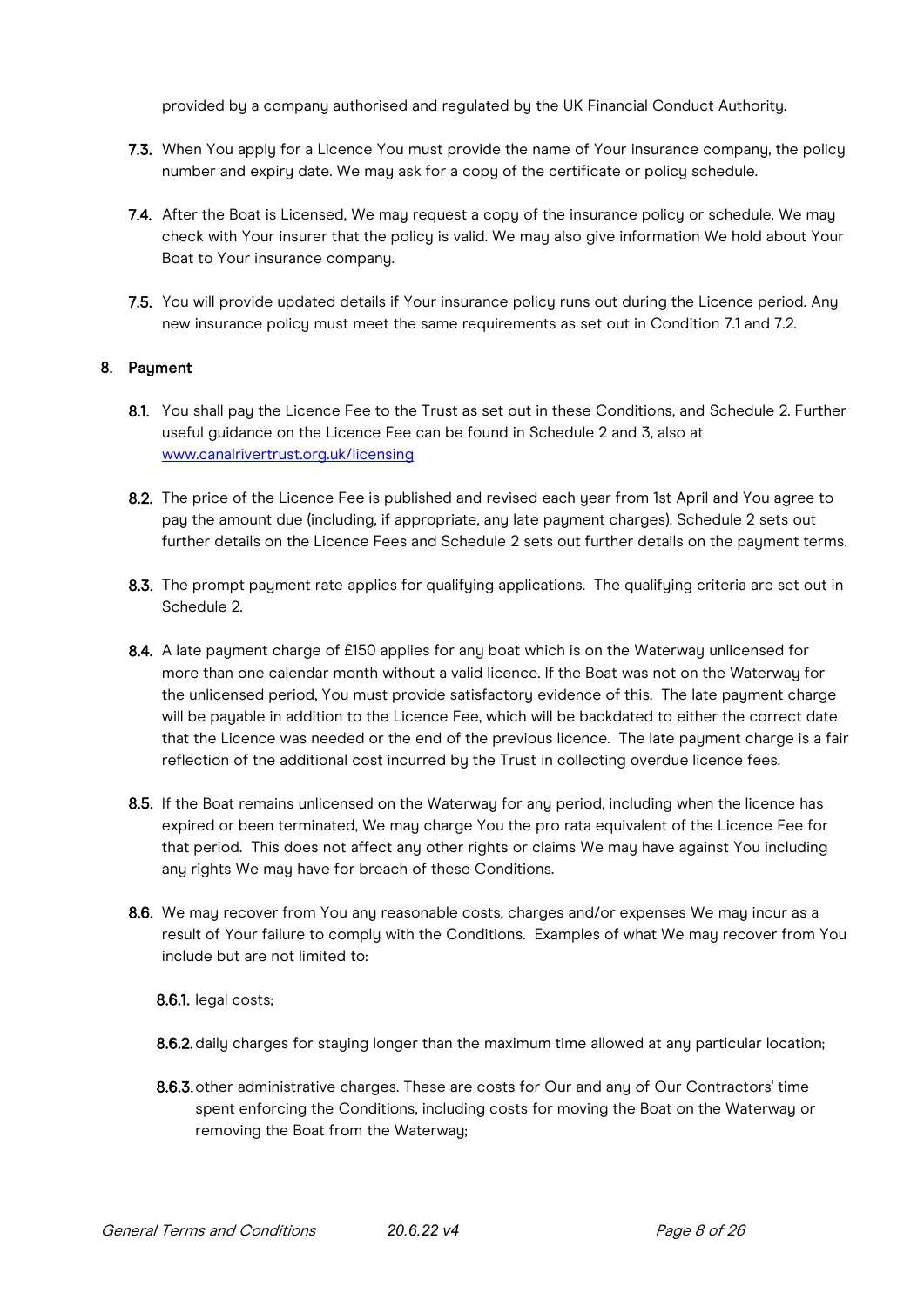provided by a company authorised and regulated by the UK Financial Conduct Authority.

**7.3.** When You apply for a Licence You must provide the name of Your insurance company, the policy number and expiry date. We may ask for a copy of the certificate or policy schedule.

**7.4.** After the Boat is Licensed, We may request a copy of the insurance policy or schedule. We may check with Your insurer that the policy is valid. We may also give information We hold about Your Boat to Your insurance company.

**7.5.** You will provide updated details if Your insurance policy runs out during the Licence period. Any new insurance policy must meet the same requirements as set out in Condition 7.1 and 7.2.

## 8. Payment

**8.1.** You shall pay the Licence Fee to the Trust as set out in these Conditions, and Schedule 2. Further useful guidance on the Licence Fee can be found in Schedule 2 and 3, also at [www.canalrivertrust.org.uk/licensing](www.canalrivertrust.org.uk/licensing)

**8.2.** The price of the Licence Fee is published and revised each year from 1st April and You agree to pay the amount due (including, if appropriate, any late payment charges). Schedule 2 sets out further details on the Licence Fees and Schedule 2 sets out further details on the payment terms.

**8.3.** The prompt payment rate applies for qualifying applications. The qualifying criteria are set out in Schedule 2.

**8.4.** A late payment charge of £150 applies for any boat which is on the Waterway unlicensed for more than one calendar month without a valid licence. If the Boat was not on the Waterway for the unlicensed period, You must provide satisfactory evidence of this. The late payment charge will be payable in addition to the Licence Fee, which will be backdated to either the correct date that the Licence was needed or the end of the previous licence. The late payment charge is a fair reflection of the additional cost incurred by the Trust in collecting overdue licence fees.

**8.5.** If the Boat remains unlicensed on the Waterway for any period, including when the licence has expired or been terminated, We may charge You the pro rata equivalent of the Licence Fee for that period. This does not affect any other rights or claims We may have against You including any rights We may have for breach of these Conditions.

**8.6.** We may recover from You any reasonable costs, charges and/or expenses We may incur as a result of Your failure to comply with the Conditions. Examples of what We may recover from You include but are not limited to:

**8.6.1.** legal costs;

**8.6.2.** daily charges for staying longer than the maximum time allowed at any particular location;

**8.6.3.** other administrative charges. These are costs for Our and any of Our Contractors' time spent enforcing the Conditions, including costs for moving the Boat on the Waterway or removing the Boat from the Waterway;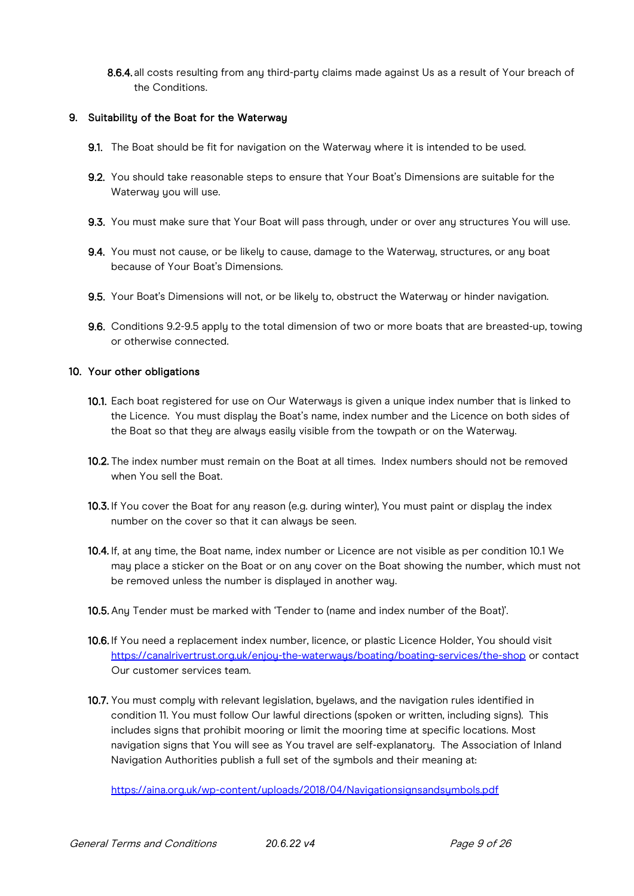8.6.4. all costs resulting from any third-party claims made against Us as a result of Your breach of the Conditions.

## 9. Suitability of the Boat for the Waterway

**9.1.** The Boat should be fit for navigation on the Waterway where it is intended to be used.

**9.2.** You should take reasonable steps to ensure that Your Boat's Dimensions are suitable for the Waterway you will use.

**9.3.** You must make sure that Your Boat will pass through, under or over any structures You will use.

**9.4.** You must not cause, or be likely to cause, damage to the Waterway, structures, or any boat because of Your Boat's Dimensions.

**9.5.** Your Boat's Dimensions will not, or be likely to, obstruct the Waterway or hinder navigation.

**9.6.** Conditions 9.2-9.5 apply to the total dimension of two or more boats that are breasted-up, towing or otherwise connected.

## 10. Your other obligations

**10.1.** Each boat registered for use on Our Waterways is given a unique index number that is linked to the Licence. You must display the Boat's name, index number and the Licence on both sides of the Boat so that they are always easily visible from the towpath or on the Waterway.

**10.2.** The index number must remain on the Boat at all times. Index numbers should not be removed when You sell the Boat.

**10.3.** If You cover the Boat for any reason (e.g. during winter), You must paint or display the index number on the cover so that it can always be seen.

**10.4.** If, at any time, the Boat name, index number or Licence are not visible as per condition 10.1 We may place a sticker on the Boat or on any cover on the Boat showing the number, which must not be removed unless the number is displayed in another way.

**10.5.** Any Tender must be marked with 'Tender to (name and index number of the Boat)'.

**10.6.** If You need a replacement index number, licence, or plastic Licence Holder, You should visit https://canalrivertrust.org.uk/enjoy-the-waterways/boating/boating-services/the-shop or contact Our customer services team.

**10.7.** You must comply with relevant legislation, byelaws, and the navigation rules identified in condition 11. You must follow Our lawful directions (spoken or written, including signs). This includes signs that prohibit mooring or limit the mooring time at specific locations. Most navigation signs that You will see as You travel are self-explanatory. The Association of Inland Navigation Authorities publish a full set of the symbols and their meaning at:

https://aina.org.uk/wp-content/uploads/2018/04/Navigationsignsandsymbols.pdf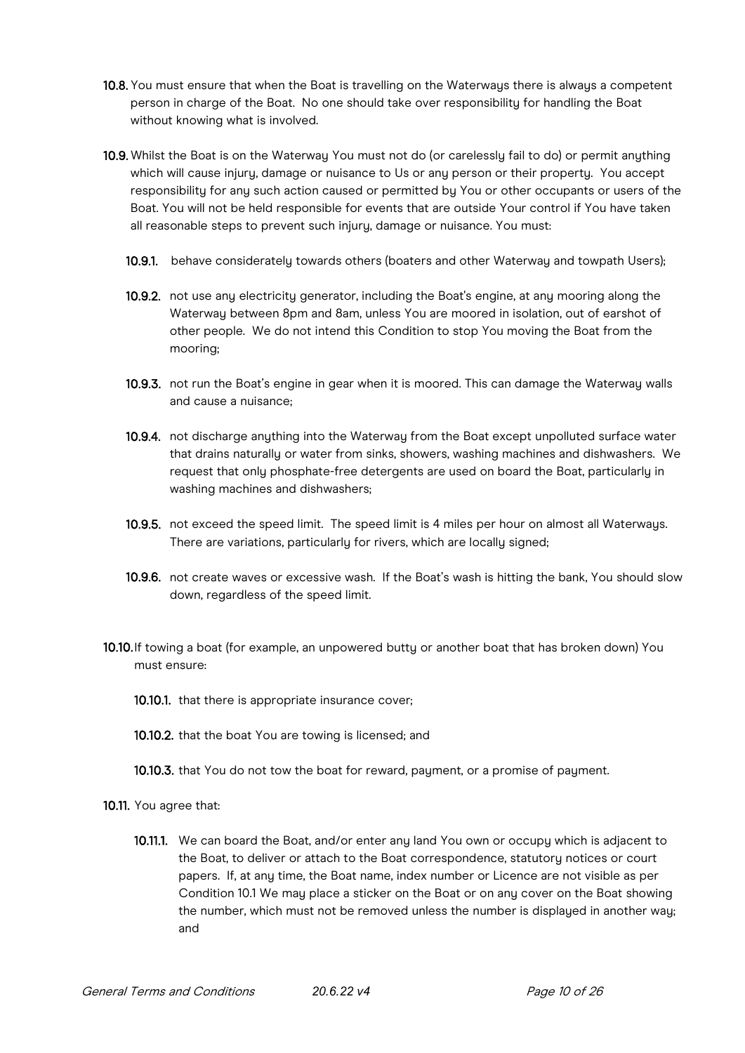**10.8.** You must ensure that when the Boat is travelling on the Waterways there is always a competent person in charge of the Boat. No one should take over responsibility for handling the Boat without knowing what is involved.

**10.9.** Whilst the Boat is on the Waterway You must not do (or carelessly fail to do) or permit anything which will cause injury, damage or nuisance to Us or any person or their property. You accept responsibility for any such action caused or permitted by You or other occupants or users of the Boat. You will not be held responsible for events that are outside Your control if You have taken all reasonable steps to prevent such injury, damage or nuisance. You must:

- **10.9.1.** behave considerately towards others (boaters and other Waterway and towpath Users);
- **10.9.2.** not use any electricity generator, including the Boat's engine, at any mooring along the Waterway between 8pm and 8am, unless You are moored in isolation, out of earshot of other people. We do not intend this Condition to stop You moving the Boat from the mooring;
- **10.9.3.** not run the Boat's engine in gear when it is moored. This can damage the Waterway walls and cause a nuisance;
- **10.9.4.** not discharge anything into the Waterway from the Boat except unpolluted surface water that drains naturally or water from sinks, showers, washing machines and dishwashers. We request that only phosphate-free detergents are used on board the Boat, particularly in washing machines and dishwashers;
- **10.9.5.** not exceed the speed limit. The speed limit is 4 miles per hour on almost all Waterways. There are variations, particularly for rivers, which are locally signed;
- **10.9.6.** not create waves or excessive wash. If the Boat's wash is hitting the bank, You should slow down, regardless of the speed limit.

**10.10.** If towing a boat (for example, an unpowered butty or another boat that has broken down) You must ensure:

- **10.10.1.** that there is appropriate insurance cover;
- **10.10.2.** that the boat You are towing is licensed; and
- **10.10.3.** that You do not tow the boat for reward, payment, or a promise of payment.

**10.11.** You agree that:

- **10.11.1.** We can board the Boat, and/or enter any land You own or occupy which is adjacent to the Boat, to deliver or attach to the Boat correspondence, statutory notices or court papers. If, at any time, the Boat name, index number or Licence are not visible as per Condition 10.1 We may place a sticker on the Boat or on any cover on the Boat showing the number, which must not be removed unless the number is displayed in another way; and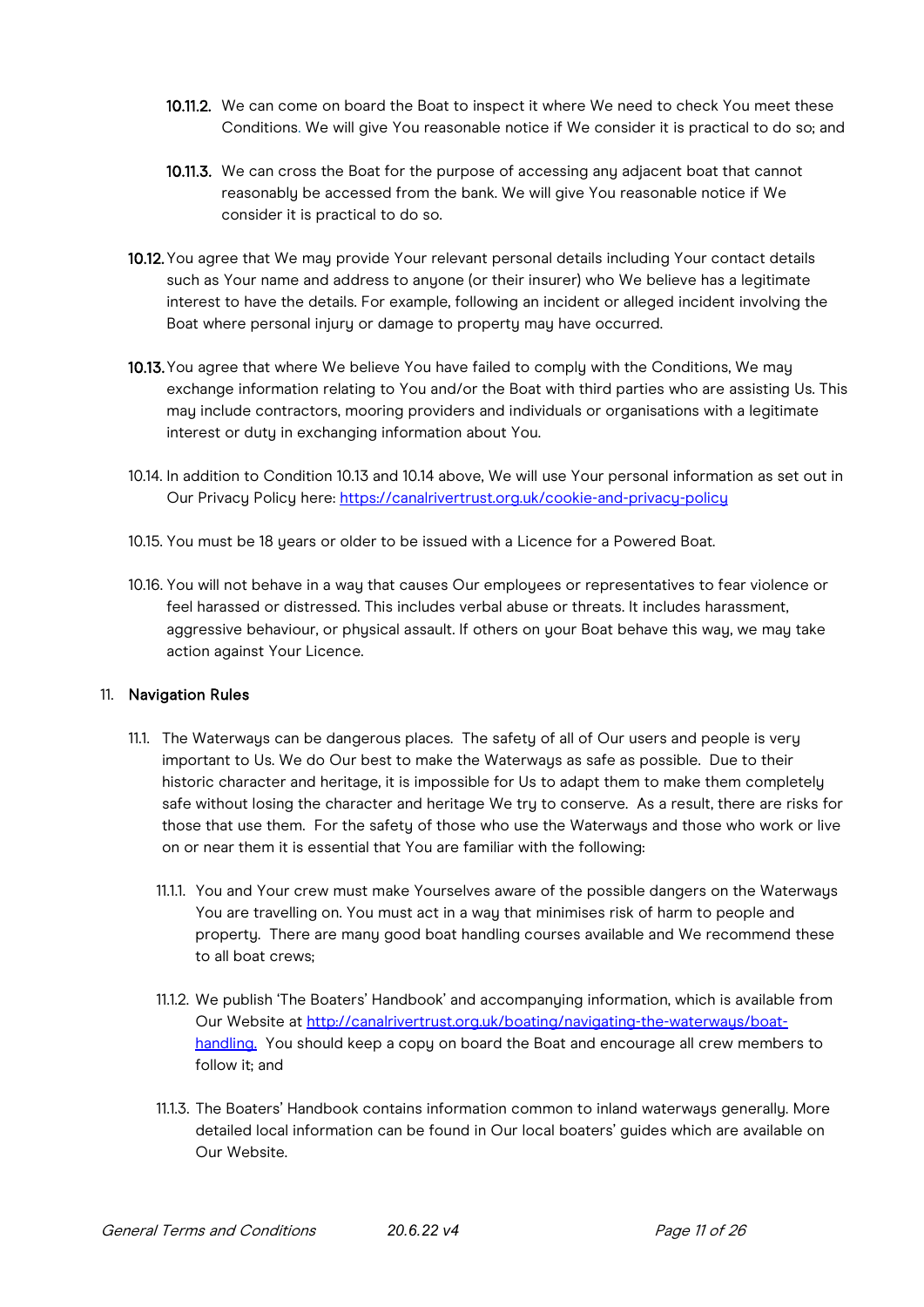**10.11.2.** We can come on board the Boat to inspect it where We need to check You meet these Conditions. We will give You reasonable notice if We consider it is practical to do so; and

**10.11.3.** We can cross the Boat for the purpose of accessing any adjacent boat that cannot reasonably be accessed from the bank. We will give You reasonable notice if We consider it is practical to do so.

**10.12.** You agree that We may provide Your relevant personal details including Your contact details such as Your name and address to anyone (or their insurer) who We believe has a legitimate interest to have the details. For example, following an incident or alleged incident involving the Boat where personal injury or damage to property may have occurred.

**10.13.** You agree that where We believe You have failed to comply with the Conditions, We may exchange information relating to You and/or the Boat with third parties who are assisting Us. This may include contractors, mooring providers and individuals or organisations with a legitimate interest or duty in exchanging information about You.

10.14. In addition to Condition 10.13 and 10.14 above, We will use Your personal information as set out in Our Privacy Policy here: [https://canalrivertrust.org.uk/cookie-and-privacy-policy](https://canalrivertrust.org.uk/cookie-and-privacy-policy)

10.15. You must be 18 years or older to be issued with a Licence for a Powered Boat.

10.16. You will not behave in a way that causes Our employees or representatives to fear violence or feel harassed or distressed. This includes verbal abuse or threats. It includes harassment, aggressive behaviour, or physical assault. If others on your Boat behave this way, we may take action against Your Licence.

## 11. Navigation Rules

11.1. The Waterways can be dangerous places. The safety of all of Our users and people is very important to Us. We do Our best to make the Waterways as safe as possible. Due to their historic character and heritage, it is impossible for Us to adapt them to make them completely safe without losing the character and heritage We try to conserve. As a result, there are risks for those that use them. For the safety of those who use the Waterways and those who work or live on or near them it is essential that You are familiar with the following:

11.1.1. You and Your crew must make Yourselves aware of the possible dangers on the Waterways You are travelling on. You must act in a way that minimises risk of harm to people and property. There are many good boat handling courses available and We recommend these to all boat crews;

11.1.2. We publish 'The Boaters' Handbook' and accompanying information, which is available from Our Website at [http://canalrivertrust.org.uk/boating/navigating-the-waterways/boat-handling](http://canalrivertrust.org.uk/boating/navigating-the-waterways/boat-handling). You should keep a copy on board the Boat and encourage all crew members to follow it; and

11.1.3. The Boaters' Handbook contains information common to inland waterways generally. More detailed local information can be found in Our local boaters' guides which are available on Our Website.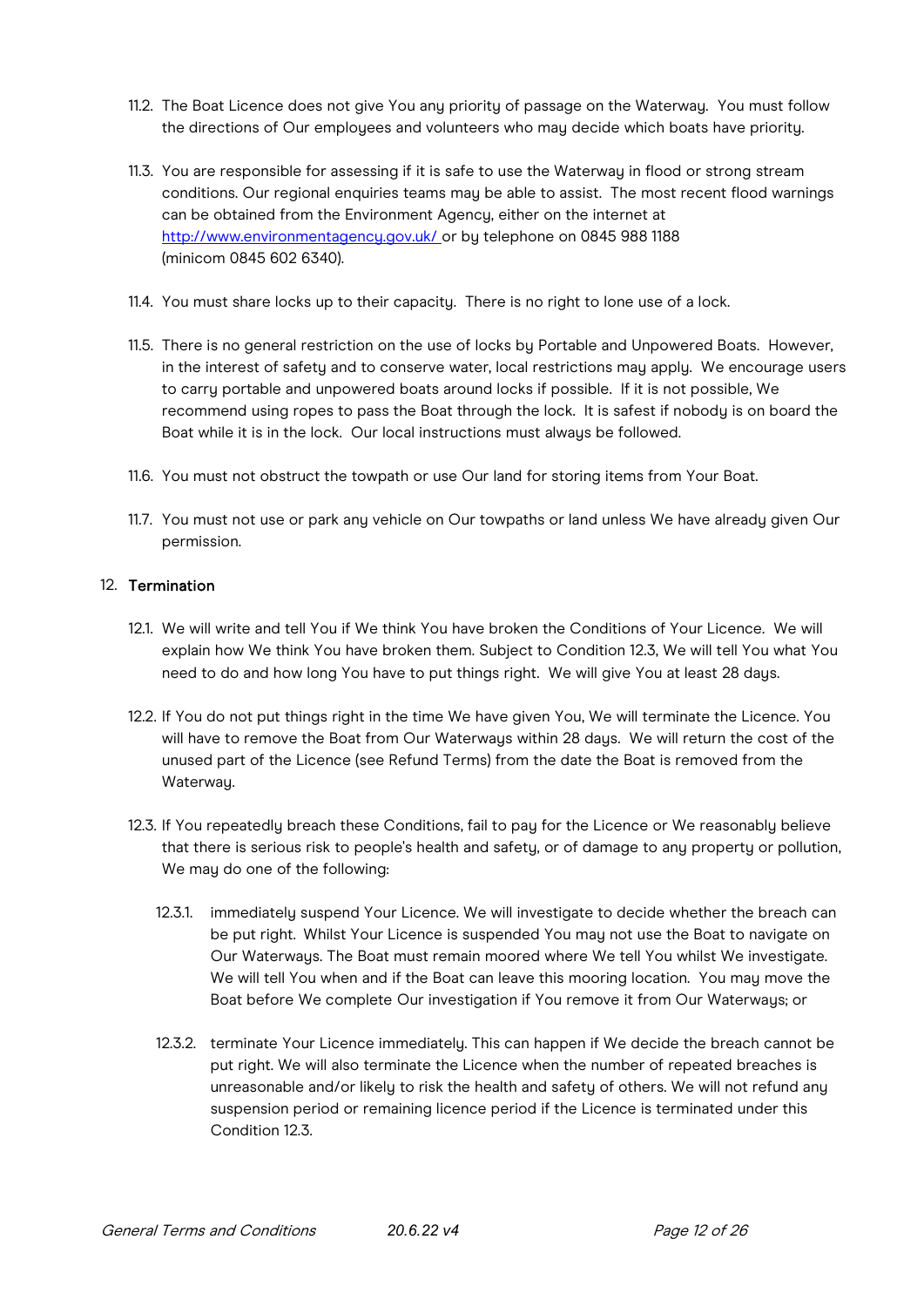11.2. The Boat Licence does not give You any priority of passage on the Waterway. You must follow the directions of Our employees and volunteers who may decide which boats have priority.

11.3. You are responsible for assessing if it is safe to use the Waterway in flood or strong stream conditions. Our regional enquiries teams may be able to assist. The most recent flood warnings can be obtained from the Environment Agency, either on the internet at [http://www.environmentagency.gov.uk/](http://www.environmentagency.gov.uk/) or by telephone on 0845 988 1188 (minicom 0845 602 6340).

11.4. You must share locks up to their capacity. There is no right to lone use of a lock.

11.5. There is no general restriction on the use of locks by Portable and Unpowered Boats. However, in the interest of safety and to conserve water, local restrictions may apply. We encourage users to carry portable and unpowered boats around locks if possible. If it is not possible, We recommend using ropes to pass the Boat through the lock. It is safest if nobody is on board the Boat while it is in the lock. Our local instructions must always be followed.

11.6. You must not obstruct the towpath or use Our land for storing items from Your Boat.

11.7. You must not use or park any vehicle on Our towpaths or land unless We have already given Our permission.

## 12. Termination

12.1. We will write and tell You if We think You have broken the Conditions of Your Licence. We will explain how We think You have broken them. Subject to Condition 12.3, We will tell You what You need to do and how long You have to put things right. We will give You at least 28 days.

12.2. If You do not put things right in the time We have given You, We will terminate the Licence. You will have to remove the Boat from Our Waterways within 28 days. We will return the cost of the unused part of the Licence (see Refund Terms) from the date the Boat is removed from the Waterway.

12.3. If You repeatedly breach these Conditions, fail to pay for the Licence or We reasonably believe that there is serious risk to people's health and safety, or of damage to any property or pollution, We may do one of the following:

12.3.1. immediately suspend Your Licence. We will investigate to decide whether the breach can be put right. Whilst Your Licence is suspended You may not use the Boat to navigate on Our Waterways. The Boat must remain moored where We tell You whilst We investigate. We will tell You when and if the Boat can leave this mooring location. You may move the Boat before We complete Our investigation if You remove it from Our Waterways; or

12.3.2. terminate Your Licence immediately. This can happen if We decide the breach cannot be put right. We will also terminate the Licence when the number of repeated breaches is unreasonable and/or likely to risk the health and safety of others. We will not refund any suspension period or remaining licence period if the Licence is terminated under this Condition 12.3.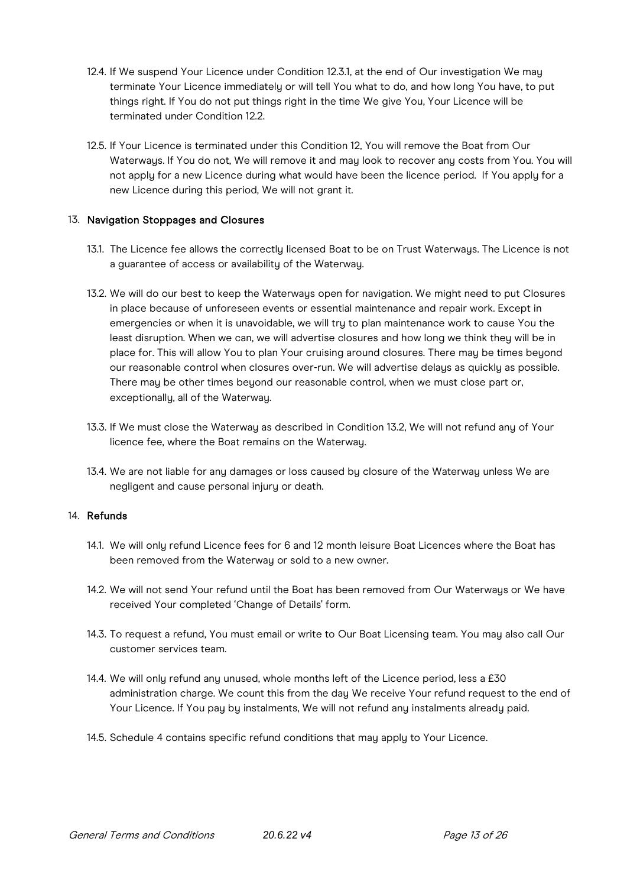12.4. If We suspend Your Licence under Condition 12.3.1, at the end of Our investigation We may terminate Your Licence immediately or will tell You what to do, and how long You have, to put things right. If You do not put things right in the time We give You, Your Licence will be terminated under Condition 12.2.

12.5. If Your Licence is terminated under this Condition 12, You will remove the Boat from Our Waterways. If You do not, We will remove it and may look to recover any costs from You. You will not apply for a new Licence during what would have been the licence period. If You apply for a new Licence during this period, We will not grant it.

## 13. Navigation Stoppages and Closures

13.1. The Licence fee allows the correctly licensed Boat to be on Trust Waterways. The Licence is not a guarantee of access or availability of the Waterway.

13.2. We will do our best to keep the Waterways open for navigation. We might need to put Closures in place because of unforeseen events or essential maintenance and repair work. Except in emergencies or when it is unavoidable, we will try to plan maintenance work to cause You the least disruption. When we can, we will advertise closures and how long we think they will be in place for. This will allow You to plan Your cruising around closures. There may be times beyond our reasonable control when closures over-run. We will advertise delays as quickly as possible. There may be other times beyond our reasonable control, when we must close part or, exceptionally, all of the Waterway.

13.3. If We must close the Waterway as described in Condition 13.2, We will not refund any of Your licence fee, where the Boat remains on the Waterway.

13.4. We are not liable for any damages or loss caused by closure of the Waterway unless We are negligent and cause personal injury or death.

## 14. Refunds

14.1. We will only refund Licence fees for 6 and 12 month leisure Boat Licences where the Boat has been removed from the Waterway or sold to a new owner.

14.2. We will not send Your refund until the Boat has been removed from Our Waterways or We have received Your completed 'Change of Details' form.

14.3. To request a refund, You must email or write to Our Boat Licensing team. You may also call Our customer services team.

14.4. We will only refund any unused, whole months left of the Licence period, less a £30 administration charge. We count this from the day We receive Your refund request to the end of Your Licence. If You pay by instalments, We will not refund any instalments already paid.

14.5. Schedule 4 contains specific refund conditions that may apply to Your Licence.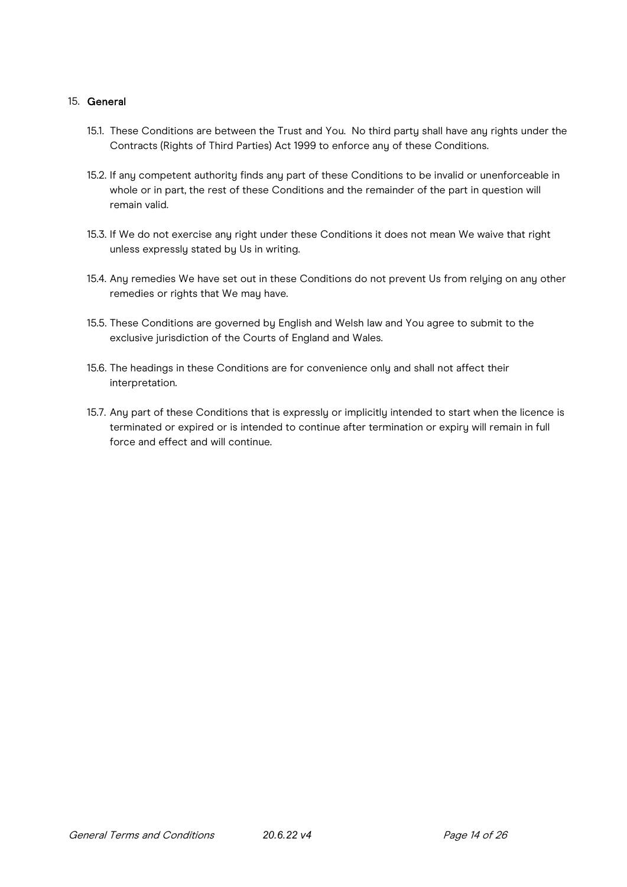## 15. General

15.1. These Conditions are between the Trust and You. No third party shall have any rights under the Contracts (Rights of Third Parties) Act 1999 to enforce any of these Conditions.

15.2. If any competent authority finds any part of these Conditions to be invalid or unenforceable in whole or in part, the rest of these Conditions and the remainder of the part in question will remain valid.

15.3. If We do not exercise any right under these Conditions it does not mean We waive that right unless expressly stated by Us in writing.

15.4. Any remedies We have set out in these Conditions do not prevent Us from relying on any other remedies or rights that We may have.

15.5. These Conditions are governed by English and Welsh law and You agree to submit to the exclusive jurisdiction of the Courts of England and Wales.

15.6. The headings in these Conditions are for convenience only and shall not affect their interpretation.

15.7. Any part of these Conditions that is expressly or implicitly intended to start when the licence is terminated or expired or is intended to continue after termination or expiry will remain in full force and effect and will continue.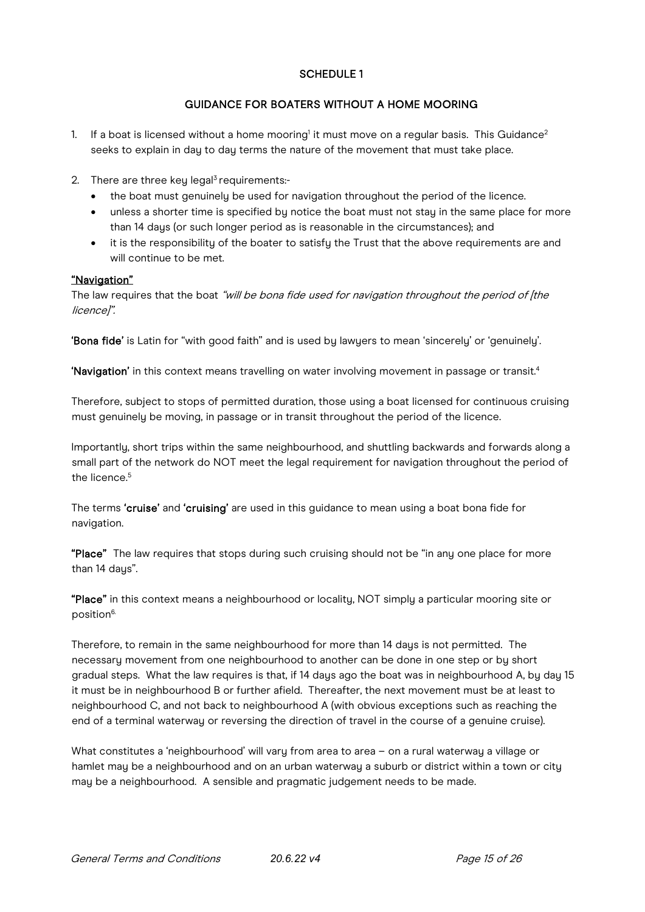## SCHEDULE 1

### GUIDANCE FOR BOATERS WITHOUT A HOME MOORING

1. If a boat is licensed without a home mooring[1] it must move on a regular basis. This Guidance[2] seeks to explain in day to day terms the nature of the movement that must take place.

2. There are three key legal[3] requirements:-
   - the boat must genuinely be used for navigation throughout the period of the licence.
   - unless a shorter time is specified by notice the boat must not stay in the same place for more than 14 days (or such longer period as is reasonable in the circumstances); and
   - it is the responsibility of the boater to satisfy the Trust that the above requirements are and will continue to be met.

#### "Navigation"

The law requires that the boat *"will be bona fide used for navigation throughout the period of [the licence]".*

**'Bona fide'** is Latin for "with good faith" and is used by lawyers to mean 'sincerely' or 'genuinely'.

**'Navigation'** in this context means travelling on water involving movement in passage or transit.[4]

Therefore, subject to stops of permitted duration, those using a boat licensed for continuous cruising must genuinely be moving, in passage or in transit throughout the period of the licence.

Importantly, short trips within the same neighbourhood, and shuttling backwards and forwards along a small part of the network do NOT meet the legal requirement for navigation throughout the period of the licence.[5]

The terms **'cruise'** and **'cruising'** are used in this guidance to mean using a boat bona fide for navigation.

**"Place"** The law requires that stops during such cruising should not be "in any one place for more than 14 days".

**"Place"** in this context means a neighbourhood or locality, NOT simply a particular mooring site or position[6].

Therefore, to remain in the same neighbourhood for more than 14 days is not permitted. The necessary movement from one neighbourhood to another can be done in one step or by short gradual steps. What the law requires is that, if 14 days ago the boat was in neighbourhood A, by day 15 it must be in neighbourhood B or further afield. Thereafter, the next movement must be at least to neighbourhood C, and not back to neighbourhood A (with obvious exceptions such as reaching the end of a terminal waterway or reversing the direction of travel in the course of a genuine cruise).

What constitutes a 'neighbourhood' will vary from area to area – on a rural waterway a village or hamlet may be a neighbourhood and on an urban waterway a suburb or district within a town or city may be a neighbourhood. A sensible and pragmatic judgement needs to be made.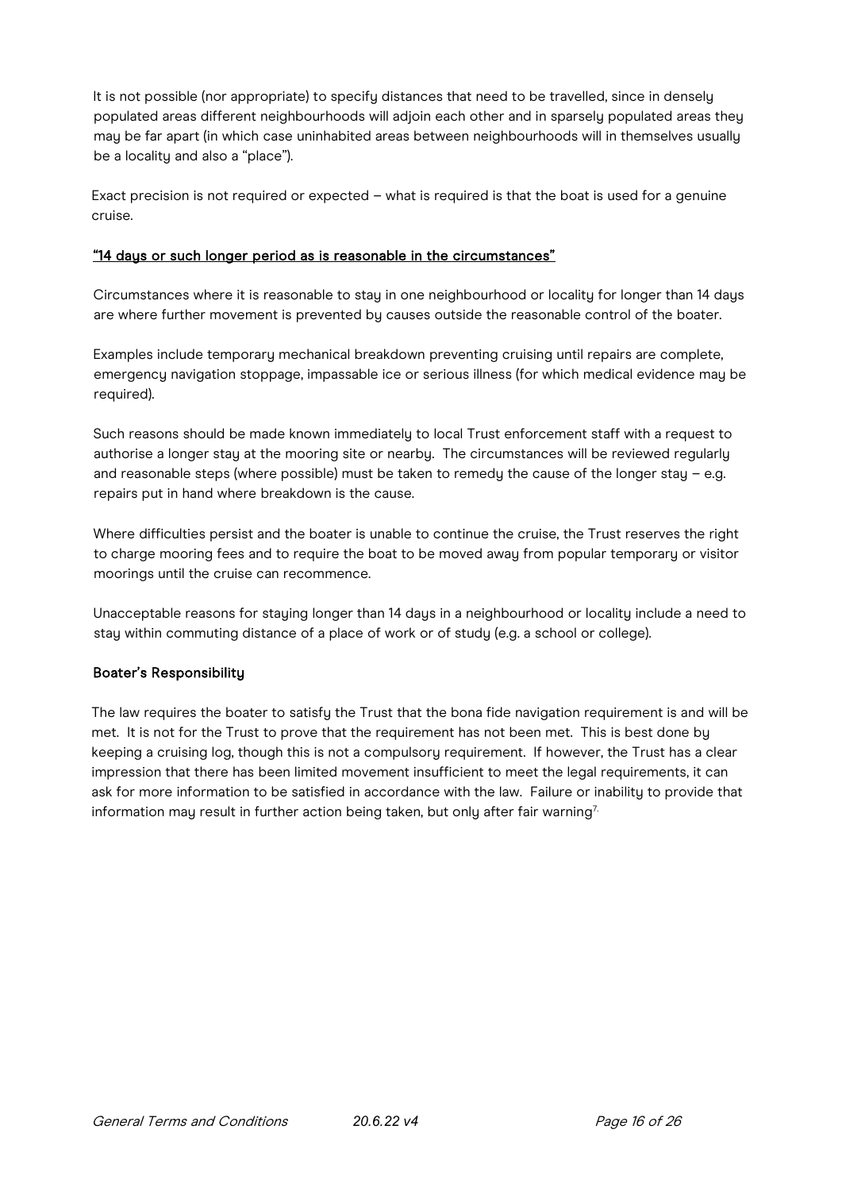It is not possible (nor appropriate) to specify distances that need to be travelled, since in densely populated areas different neighbourhoods will adjoin each other and in sparsely populated areas they may be far apart (in which case uninhabited areas between neighbourhoods will in themselves usually be a locality and also a "place").

Exact precision is not required or expected – what is required is that the boat is used for a genuine cruise.

**<u>"14 days or such longer period as is reasonable in the circumstances"</u>**

Circumstances where it is reasonable to stay in one neighbourhood or locality for longer than 14 days are where further movement is prevented by causes outside the reasonable control of the boater.

Examples include temporary mechanical breakdown preventing cruising until repairs are complete, emergency navigation stoppage, impassable ice or serious illness (for which medical evidence may be required).

Such reasons should be made known immediately to local Trust enforcement staff with a request to authorise a longer stay at the mooring site or nearby. The circumstances will be reviewed regularly and reasonable steps (where possible) must be taken to remedy the cause of the longer stay – e.g. repairs put in hand where breakdown is the cause.

Where difficulties persist and the boater is unable to continue the cruise, the Trust reserves the right to charge mooring fees and to require the boat to be moved away from popular temporary or visitor moorings until the cruise can recommence.

Unacceptable reasons for staying longer than 14 days in a neighbourhood or locality include a need to stay within commuting distance of a place of work or of study (e.g. a school or college).

**Boater's Responsibility**

The law requires the boater to satisfy the Trust that the bona fide navigation requirement is and will be met. It is not for the Trust to prove that the requirement has not been met. This is best done by keeping a cruising log, though this is not a compulsory requirement. If however, the Trust has a clear impression that there has been limited movement insufficient to meet the legal requirements, it can ask for more information to be satisfied in accordance with the law. Failure or inability to provide that information may result in further action being taken, but only after fair warning[7].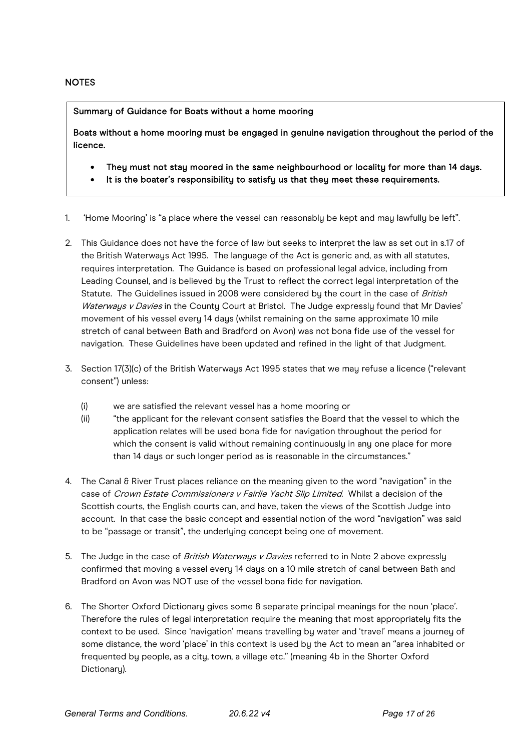## NOTES

**Summary of Guidance for Boats without a home mooring**

**Boats without a home mooring must be engaged in genuine navigation throughout the period of the licence.**

- **They must not stay moored in the same neighbourhood or locality for more than 14 days.**
- **It is the boater's responsibility to satisfy us that they meet these requirements.**

1. 'Home Mooring' is "a place where the vessel can reasonably be kept and may lawfully be left".

2. This Guidance does not have the force of law but seeks to interpret the law as set out in s.17 of the British Waterways Act 1995. The language of the Act is generic and, as with all statutes, requires interpretation. The Guidance is based on professional legal advice, including from Leading Counsel, and is believed by the Trust to reflect the correct legal interpretation of the Statute. The Guidelines issued in 2008 were considered by the court in the case of *British Waterways v Davies* in the County Court at Bristol. The Judge expressly found that Mr Davies' movement of his vessel every 14 days (whilst remaining on the same approximate 10 mile stretch of canal between Bath and Bradford on Avon) was not bona fide use of the vessel for navigation. These Guidelines have been updated and refined in the light of that Judgment.

3. Section 17(3)(c) of the British Waterways Act 1995 states that we may refuse a licence ("relevant consent") unless:

   (i) we are satisfied the relevant vessel has a home mooring or

   (ii) "the applicant for the relevant consent satisfies the Board that the vessel to which the application relates will be used bona fide for navigation throughout the period for which the consent is valid without remaining continuously in any one place for more than 14 days or such longer period as is reasonable in the circumstances."

4. The Canal & River Trust places reliance on the meaning given to the word "navigation" in the case of *Crown Estate Commissioners v Fairlie Yacht Slip Limited*. Whilst a decision of the Scottish courts, the English courts can, and have, taken the views of the Scottish Judge into account. In that case the basic concept and essential notion of the word "navigation" was said to be "passage or transit", the underlying concept being one of movement.

5. The Judge in the case of *British Waterways v Davies* referred to in Note 2 above expressly confirmed that moving a vessel every 14 days on a 10 mile stretch of canal between Bath and Bradford on Avon was NOT use of the vessel bona fide for navigation.

6. The Shorter Oxford Dictionary gives some 8 separate principal meanings for the noun 'place'. Therefore the rules of legal interpretation require the meaning that most appropriately fits the context to be used. Since 'navigation' means travelling by water and 'travel' means a journey of some distance, the word 'place' in this context is used by the Act to mean an "area inhabited or frequented by people, as a city, town, a village etc." (meaning 4b in the Shorter Oxford Dictionary).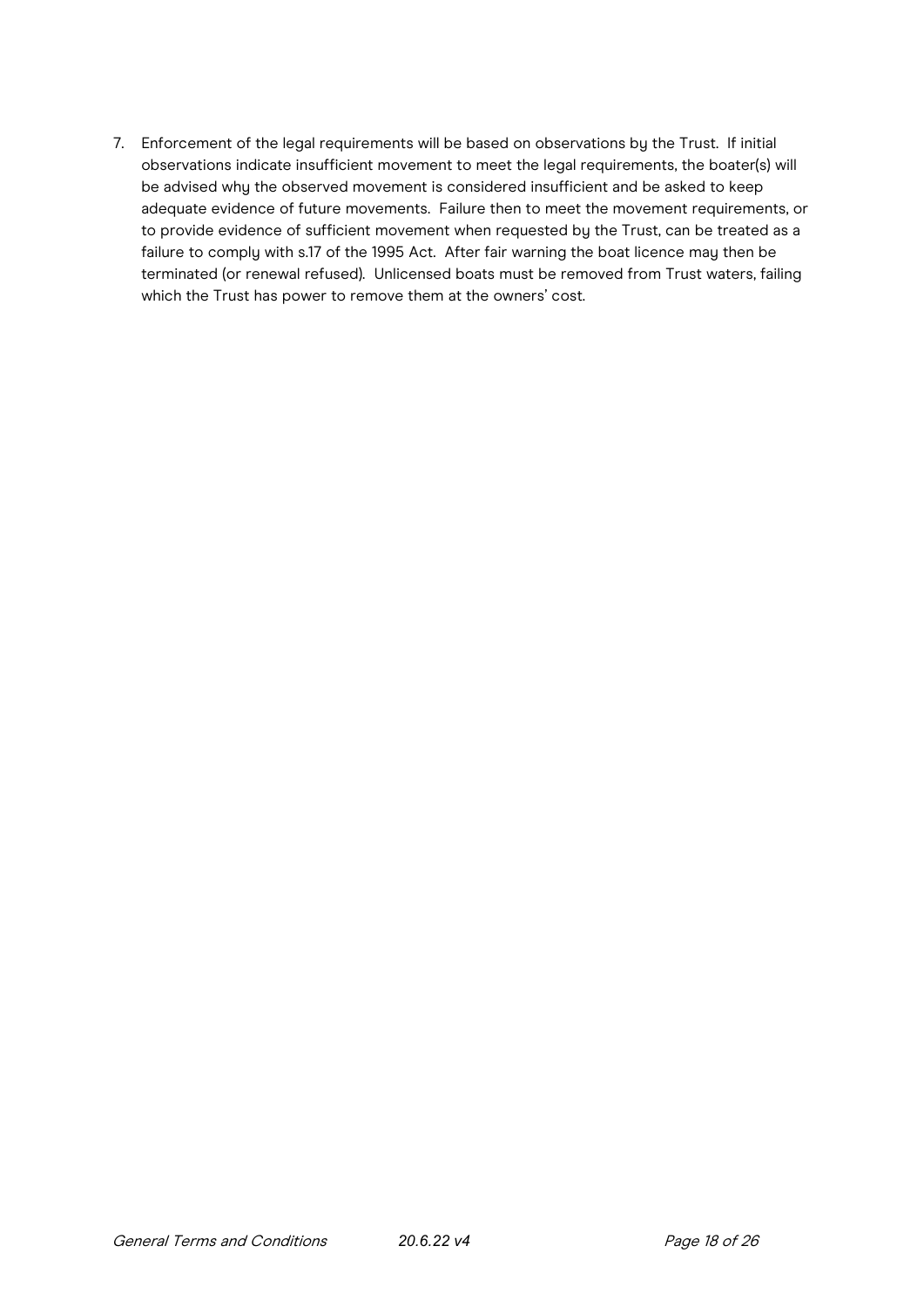7. Enforcement of the legal requirements will be based on observations by the Trust. If initial observations indicate insufficient movement to meet the legal requirements, the boater(s) will be advised why the observed movement is considered insufficient and be asked to keep adequate evidence of future movements. Failure then to meet the movement requirements, or to provide evidence of sufficient movement when requested by the Trust, can be treated as a failure to comply with s.17 of the 1995 Act. After fair warning the boat licence may then be terminated (or renewal refused). Unlicensed boats must be removed from Trust waters, failing which the Trust has power to remove them at the owners' cost.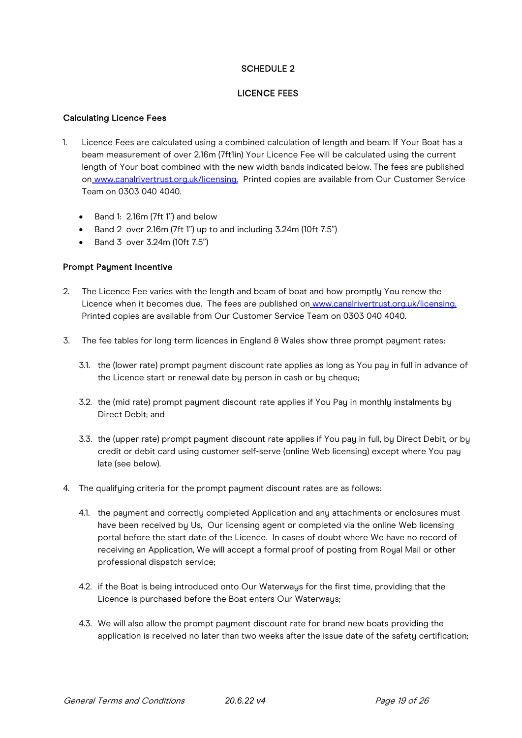## SCHEDULE 2

## LICENCE FEES

### Calculating Licence Fees

1. Licence Fees are calculated using a combined calculation of length and beam. If Your Boat has a beam measurement of over 2.16m (7ft1in) Your Licence Fee will be calculated using the current length of Your boat combined with the new width bands indicated below. The fees are published on www.canalrivertrust.org.uk/licensing. Printed copies are available from Our Customer Service Team on 0303 040 4040.

   - Band 1: 2.16m (7ft 1") and below
   - Band 2 over 2.16m (7ft 1") up to and including 3.24m (10ft 7.5")
   - Band 3 over 3.24m (10ft 7.5")

### Prompt Payment Incentive

2. The Licence Fee varies with the length and beam of boat and how promptly You renew the Licence when it becomes due. The fees are published on www.canalrivertrust.org.uk/licensing. Printed copies are available from Our Customer Service Team on 0303 040 4040.

3. The fee tables for long term licences in England & Wales show three prompt payment rates:

   3.1. the (lower rate) prompt payment discount rate applies as long as You pay in full in advance of the Licence start or renewal date by person in cash or by cheque;

   3.2. the (mid rate) prompt payment discount rate applies if You Pay in monthly instalments by Direct Debit; and

   3.3. the (upper rate) prompt payment discount rate applies if You pay in full, by Direct Debit, or by credit or debit card using customer self-serve (online Web licensing) except where You pay late (see below).

4. The qualifying criteria for the prompt payment discount rates are as follows:

   4.1. the payment and correctly completed Application and any attachments or enclosures must have been received by Us, Our licensing agent or completed via the online Web licensing portal before the start date of the Licence. In cases of doubt where We have no record of receiving an Application, We will accept a formal proof of posting from Royal Mail or other professional dispatch service;

   4.2. if the Boat is being introduced onto Our Waterways for the first time, providing that the Licence is purchased before the Boat enters Our Waterways;

   4.3. We will also allow the prompt payment discount rate for brand new boats providing the application is received no later than two weeks after the issue date of the safety certification;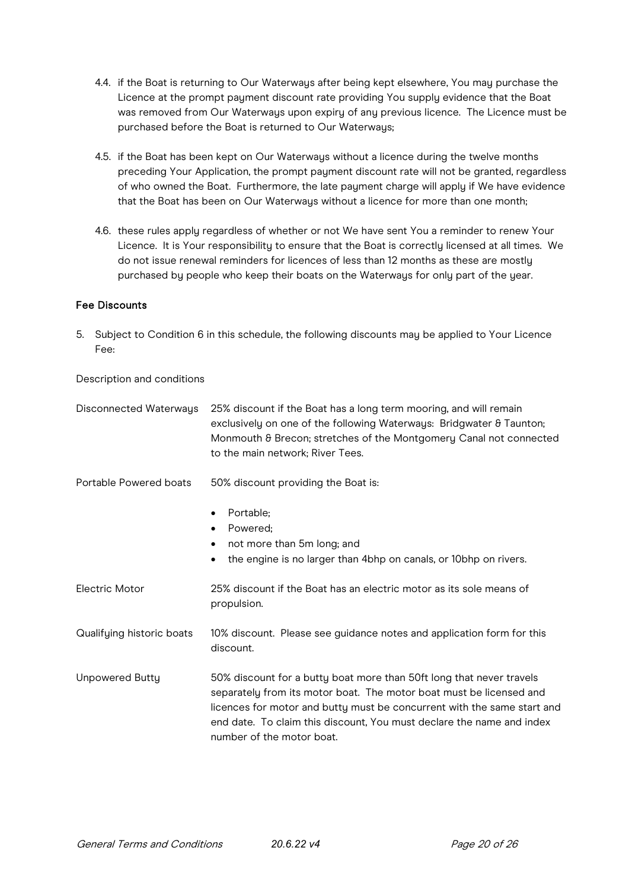4.4. if the Boat is returning to Our Waterways after being kept elsewhere, You may purchase the Licence at the prompt payment discount rate providing You supply evidence that the Boat was removed from Our Waterways upon expiry of any previous licence. The Licence must be purchased before the Boat is returned to Our Waterways;

4.5. if the Boat has been kept on Our Waterways without a licence during the twelve months preceding Your Application, the prompt payment discount rate will not be granted, regardless of who owned the Boat. Furthermore, the late payment charge will apply if We have evidence that the Boat has been on Our Waterways without a licence for more than one month;

4.6. these rules apply regardless of whether or not We have sent You a reminder to renew Your Licence. It is Your responsibility to ensure that the Boat is correctly licensed at all times. We do not issue renewal reminders for licences of less than 12 months as these are mostly purchased by people who keep their boats on the Waterways for only part of the year.

### Fee Discounts

5. Subject to Condition 6 in this schedule, the following discounts may be applied to Your Licence Fee:

| Description and conditions | |
|---|---|
| Disconnected Waterways | 25% discount if the Boat has a long term mooring, and will remain exclusively on one of the following Waterways: Bridgwater & Taunton; Monmouth & Brecon; stretches of the Montgomery Canal not connected to the main network; River Tees. |
| Portable Powered boats | 50% discount providing the Boat is: <br>• Portable; <br>• Powered; <br>• not more than 5m long; and <br>• the engine is no larger than 4bhp on canals, or 10bhp on rivers. |
| Electric Motor | 25% discount if the Boat has an electric motor as its sole means of propulsion. |
| Qualifying historic boats | 10% discount. Please see guidance notes and application form for this discount. |
| Unpowered Butty | 50% discount for a butty boat more than 50ft long that never travels separately from its motor boat. The motor boat must be licensed and licences for motor and butty must be concurrent with the same start and end date. To claim this discount, You must declare the name and index number of the motor boat. |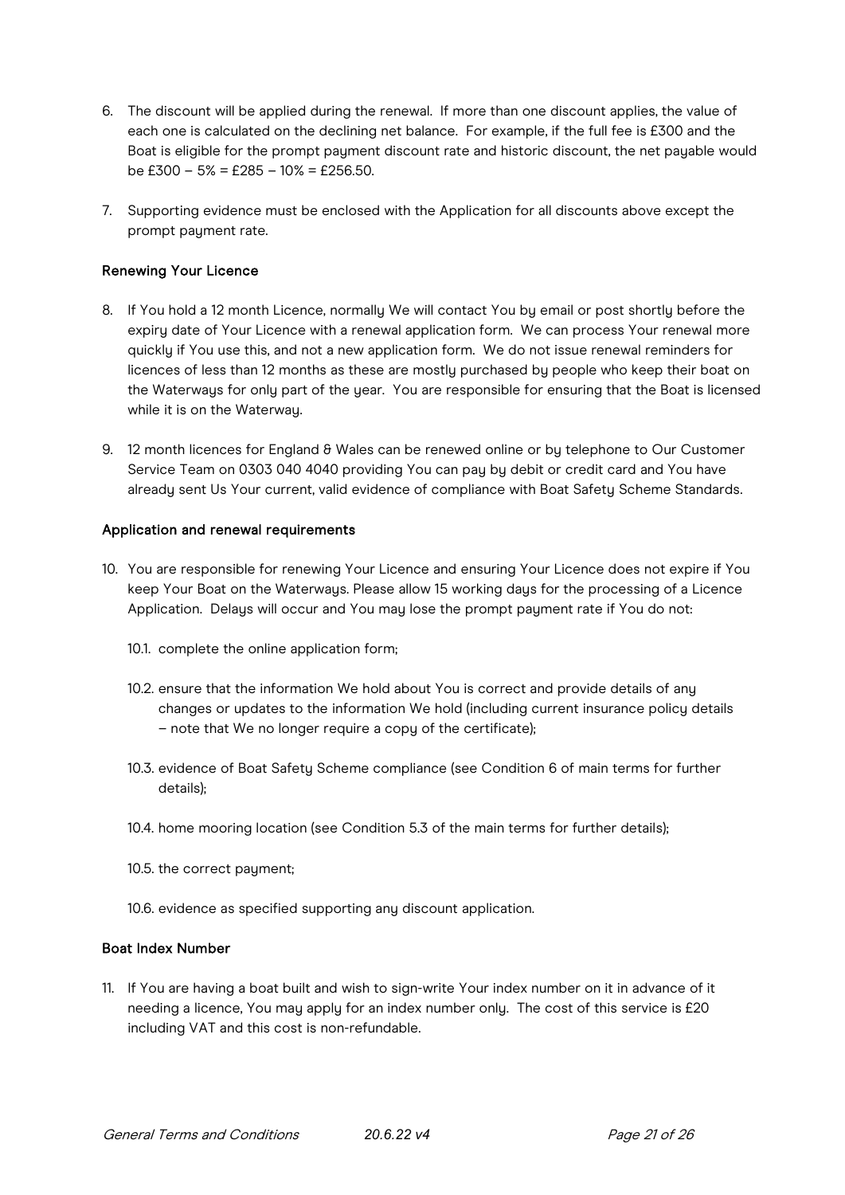6. The discount will be applied during the renewal. If more than one discount applies, the value of each one is calculated on the declining net balance. For example, if the full fee is £300 and the Boat is eligible for the prompt payment discount rate and historic discount, the net payable would be £300 – 5% = £285 – 10% = £256.50.

7. Supporting evidence must be enclosed with the Application for all discounts above except the prompt payment rate.

### Renewing Your Licence

8. If You hold a 12 month Licence, normally We will contact You by email or post shortly before the expiry date of Your Licence with a renewal application form. We can process Your renewal more quickly if You use this, and not a new application form. We do not issue renewal reminders for licences of less than 12 months as these are mostly purchased by people who keep their boat on the Waterways for only part of the year. You are responsible for ensuring that the Boat is licensed while it is on the Waterway.

9. 12 month licences for England & Wales can be renewed online or by telephone to Our Customer Service Team on 0303 040 4040 providing You can pay by debit or credit card and You have already sent Us Your current, valid evidence of compliance with Boat Safety Scheme Standards.

### Application and renewal requirements

10. You are responsible for renewing Your Licence and ensuring Your Licence does not expire if You keep Your Boat on the Waterways. Please allow 15 working days for the processing of a Licence Application. Delays will occur and You may lose the prompt payment rate if You do not:

    10.1. complete the online application form;

    10.2. ensure that the information We hold about You is correct and provide details of any changes or updates to the information We hold (including current insurance policy details – note that We no longer require a copy of the certificate);

    10.3. evidence of Boat Safety Scheme compliance (see Condition 6 of main terms for further details);

    10.4. home mooring location (see Condition 5.3 of the main terms for further details);

    10.5. the correct payment;

    10.6. evidence as specified supporting any discount application.

### Boat Index Number

11. If You are having a boat built and wish to sign-write Your index number on it in advance of it needing a licence, You may apply for an index number only. The cost of this service is £20 including VAT and this cost is non-refundable.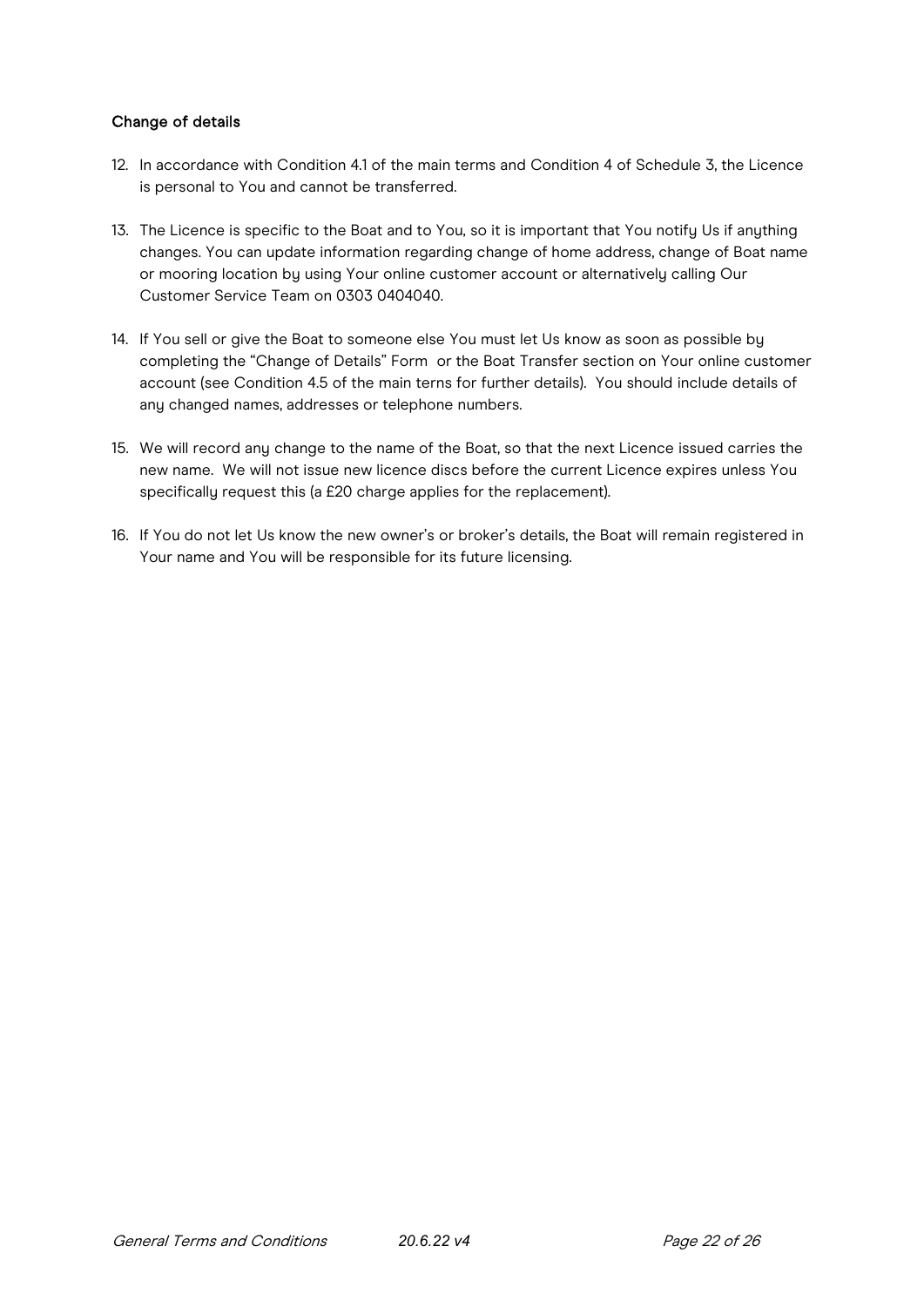### Change of details

12. In accordance with Condition 4.1 of the main terms and Condition 4 of Schedule 3, the Licence is personal to You and cannot be transferred.

13. The Licence is specific to the Boat and to You, so it is important that You notify Us if anything changes. You can update information regarding change of home address, change of Boat name or mooring location by using Your online customer account or alternatively calling Our Customer Service Team on 0303 0404040.

14. If You sell or give the Boat to someone else You must let Us know as soon as possible by completing the "Change of Details" Form or the Boat Transfer section on Your online customer account (see Condition 4.5 of the main terns for further details). You should include details of any changed names, addresses or telephone numbers.

15. We will record any change to the name of the Boat, so that the next Licence issued carries the new name. We will not issue new licence discs before the current Licence expires unless You specifically request this (a £20 charge applies for the replacement).

16. If You do not let Us know the new owner's or broker's details, the Boat will remain registered in Your name and You will be responsible for its future licensing.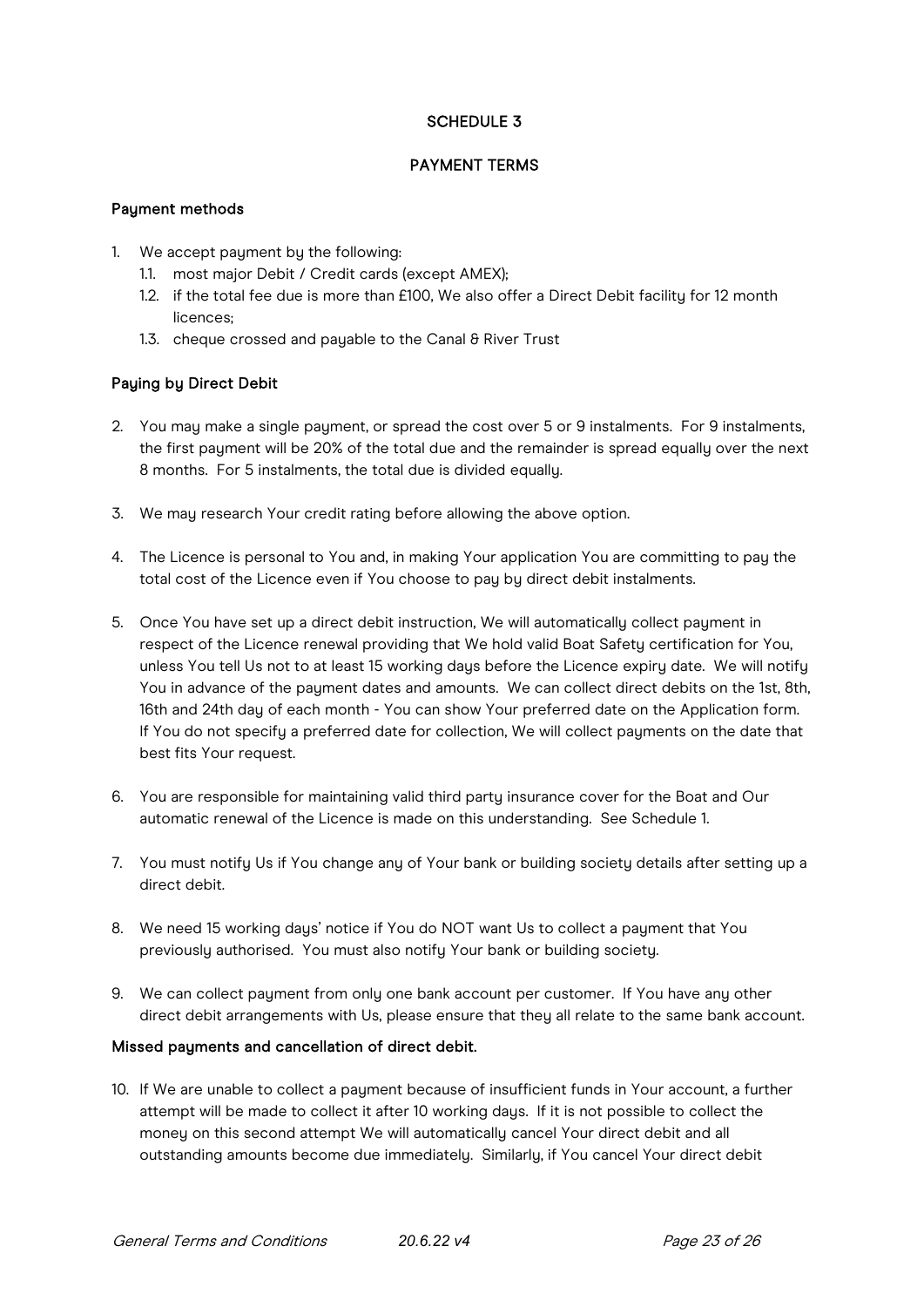## SCHEDULE 3

## PAYMENT TERMS

### Payment methods

1. We accept payment by the following:
   1.1. most major Debit / Credit cards (except AMEX);
   1.2. if the total fee due is more than £100, We also offer a Direct Debit facility for 12 month licences;
   1.3. cheque crossed and payable to the Canal & River Trust

### Paying by Direct Debit

2. You may make a single payment, or spread the cost over 5 or 9 instalments. For 9 instalments, the first payment will be 20% of the total due and the remainder is spread equally over the next 8 months. For 5 instalments, the total due is divided equally.

3. We may research Your credit rating before allowing the above option.

4. The Licence is personal to You and, in making Your application You are committing to pay the total cost of the Licence even if You choose to pay by direct debit instalments.

5. Once You have set up a direct debit instruction, We will automatically collect payment in respect of the Licence renewal providing that We hold valid Boat Safety certification for You, unless You tell Us not to at least 15 working days before the Licence expiry date. We will notify You in advance of the payment dates and amounts. We can collect direct debits on the 1st, 8th, 16th and 24th day of each month - You can show Your preferred date on the Application form. If You do not specify a preferred date for collection, We will collect payments on the date that best fits Your request.

6. You are responsible for maintaining valid third party insurance cover for the Boat and Our automatic renewal of the Licence is made on this understanding. See Schedule 1.

7. You must notify Us if You change any of Your bank or building society details after setting up a direct debit.

8. We need 15 working days' notice if You do NOT want Us to collect a payment that You previously authorised. You must also notify Your bank or building society.

9. We can collect payment from only one bank account per customer. If You have any other direct debit arrangements with Us, please ensure that they all relate to the same bank account.

### Missed payments and cancellation of direct debit.

10. If We are unable to collect a payment because of insufficient funds in Your account, a further attempt will be made to collect it after 10 working days. If it is not possible to collect the money on this second attempt We will automatically cancel Your direct debit and all outstanding amounts become due immediately. Similarly, if You cancel Your direct debit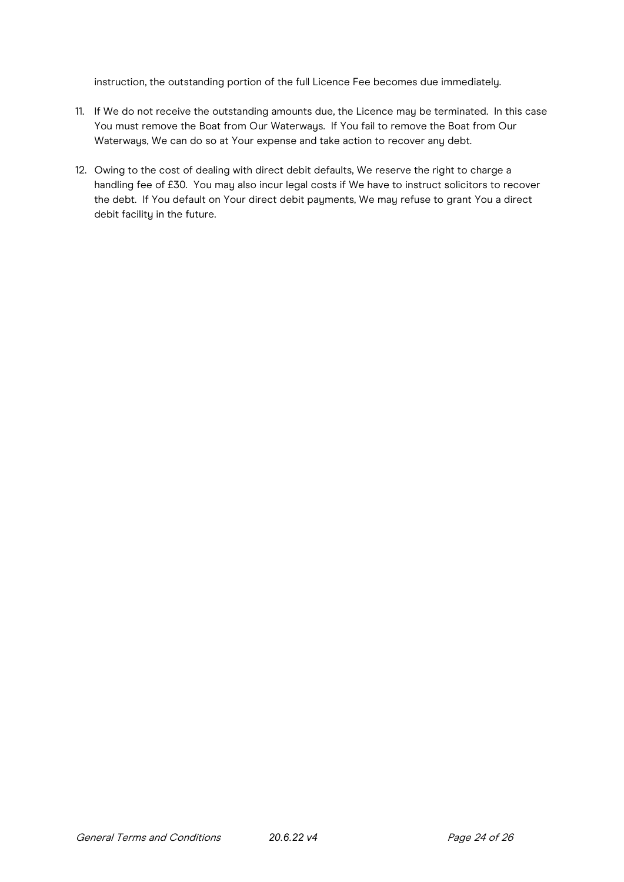instruction, the outstanding portion of the full Licence Fee becomes due immediately.

11. If We do not receive the outstanding amounts due, the Licence may be terminated. In this case You must remove the Boat from Our Waterways. If You fail to remove the Boat from Our Waterways, We can do so at Your expense and take action to recover any debt.

12. Owing to the cost of dealing with direct debit defaults, We reserve the right to charge a handling fee of £30. You may also incur legal costs if We have to instruct solicitors to recover the debt. If You default on Your direct debit payments, We may refuse to grant You a direct debit facility in the future.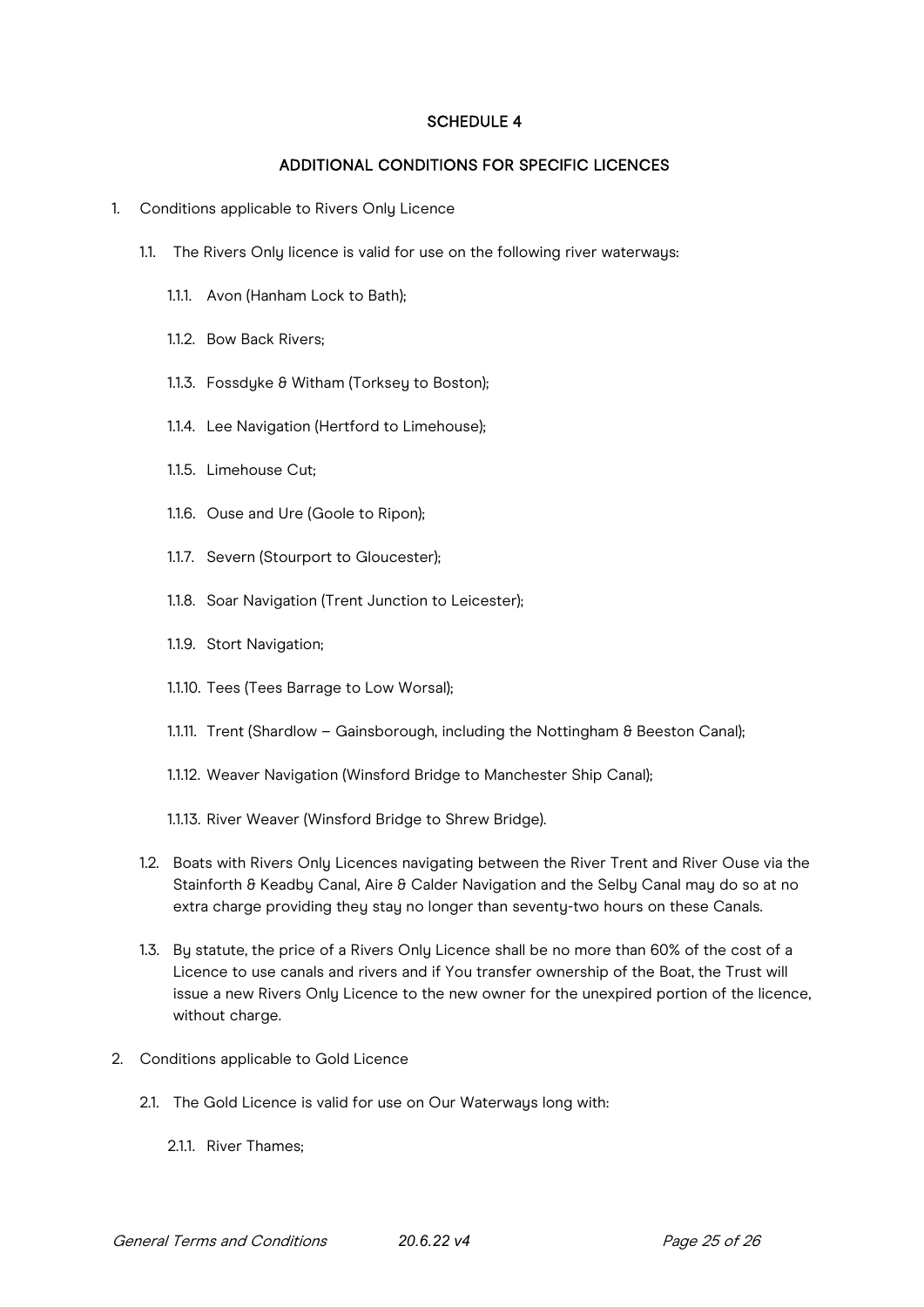## SCHEDULE 4

## ADDITIONAL CONDITIONS FOR SPECIFIC LICENCES

1. Conditions applicable to Rivers Only Licence

   1.1. The Rivers Only licence is valid for use on the following river waterways:

   1.1.1. Avon (Hanham Lock to Bath);

   1.1.2. Bow Back Rivers;

   1.1.3. Fossdyke & Witham (Torksey to Boston);

   1.1.4. Lee Navigation (Hertford to Limehouse);

   1.1.5. Limehouse Cut;

   1.1.6. Ouse and Ure (Goole to Ripon);

   1.1.7. Severn (Stourport to Gloucester);

   1.1.8. Soar Navigation (Trent Junction to Leicester);

   1.1.9. Stort Navigation;

   1.1.10. Tees (Tees Barrage to Low Worsal);

   1.1.11. Trent (Shardlow – Gainsborough, including the Nottingham & Beeston Canal);

   1.1.12. Weaver Navigation (Winsford Bridge to Manchester Ship Canal);

   1.1.13. River Weaver (Winsford Bridge to Shrew Bridge).

   1.2. Boats with Rivers Only Licences navigating between the River Trent and River Ouse via the Stainforth & Keadby Canal, Aire & Calder Navigation and the Selby Canal may do so at no extra charge providing they stay no longer than seventy-two hours on these Canals.

   1.3. By statute, the price of a Rivers Only Licence shall be no more than 60% of the cost of a Licence to use canals and rivers and if You transfer ownership of the Boat, the Trust will issue a new Rivers Only Licence to the new owner for the unexpired portion of the licence, without charge.

2. Conditions applicable to Gold Licence

   2.1. The Gold Licence is valid for use on Our Waterways long with:

   2.1.1. River Thames;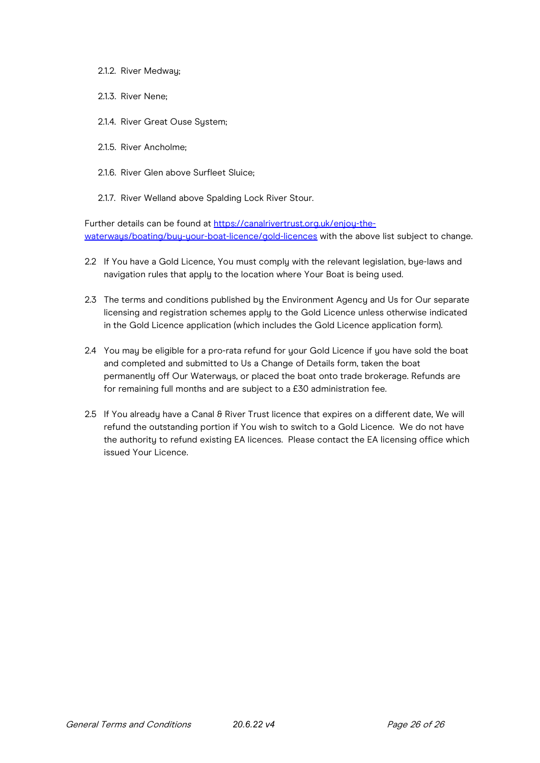2.1.2. River Medway;

2.1.3. River Nene;

2.1.4. River Great Ouse System;

2.1.5. River Ancholme;

2.1.6. River Glen above Surfleet Sluice;

2.1.7. River Welland above Spalding Lock River Stour.

Further details can be found at [https://canalrivertrust.org.uk/enjoy-the-waterways/boating/buy-your-boat-licence/gold-licences](https://canalrivertrust.org.uk/enjoy-the-waterways/boating/buy-your-boat-licence/gold-licences) with the above list subject to change.

2.2 If You have a Gold Licence, You must comply with the relevant legislation, bye-laws and navigation rules that apply to the location where Your Boat is being used.

2.3 The terms and conditions published by the Environment Agency and Us for Our separate licensing and registration schemes apply to the Gold Licence unless otherwise indicated in the Gold Licence application (which includes the Gold Licence application form).

2.4 You may be eligible for a pro-rata refund for your Gold Licence if you have sold the boat and completed and submitted to Us a Change of Details form, taken the boat permanently off Our Waterways, or placed the boat onto trade brokerage. Refunds are for remaining full months and are subject to a £30 administration fee.

2.5 If You already have a Canal & River Trust licence that expires on a different date, We will refund the outstanding portion if You wish to switch to a Gold Licence. We do not have the authority to refund existing EA licences. Please contact the EA licensing office which issued Your Licence.